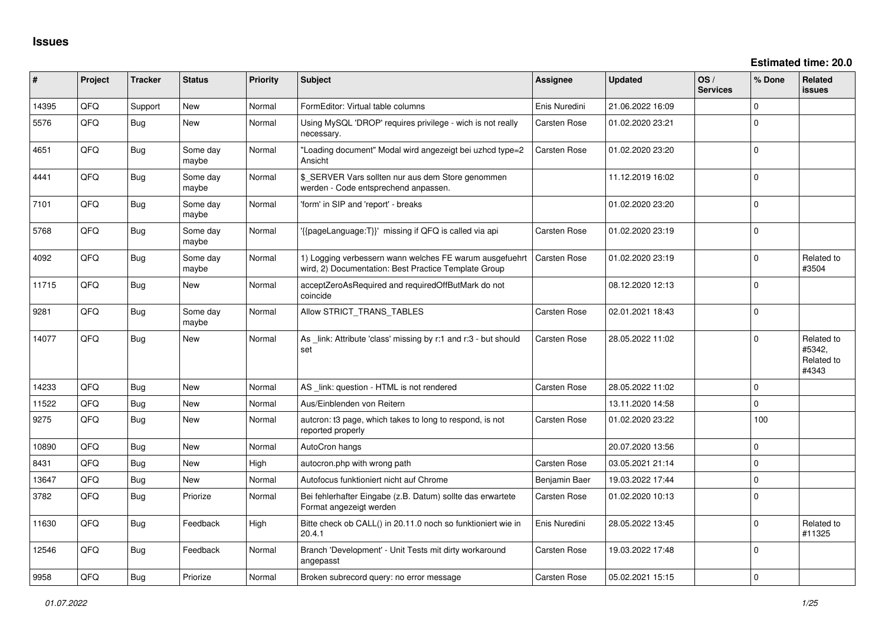# Issues

**Estimated time: 20.0**

| # | Project | Tracker | Status | Priority | Subject | Assignee | Updated | OS / Services | % Done | Related issues |
|---|---|---|---|---|---|---|---|---|---|---|
| 14395 | QFQ | Support | New | Normal | FormEditor: Virtual table columns | Enis Nuredini | 21.06.2022 16:09 | | 0 | |
| 5576 | QFQ | Bug | New | Normal | Using MySQL 'DROP' requires privilege - wich is not really necessary. | Carsten Rose | 01.02.2020 23:21 | | 0 | |
| 4651 | QFQ | Bug | Some day maybe | Normal | "Loading document" Modal wird angezeigt bei uzhcd type=2 Ansicht | Carsten Rose | 01.02.2020 23:20 | | 0 | |
| 4441 | QFQ | Bug | Some day maybe | Normal | $_SERVER Vars sollten nur aus dem Store genommen werden - Code entsprechend anpassen. | | 11.12.2019 16:02 | | 0 | |
| 7101 | QFQ | Bug | Some day maybe | Normal | 'form' in SIP and 'report' - breaks | | 01.02.2020 23:20 | | 0 | |
| 5768 | QFQ | Bug | Some day maybe | Normal | '{{pageLanguage:T}}' missing if QFQ is called via api | Carsten Rose | 01.02.2020 23:19 | | 0 | |
| 4092 | QFQ | Bug | Some day maybe | Normal | 1) Logging verbessern wann welches FE warum ausgefuehrt wird, 2) Documentation: Best Practice Template Group | Carsten Rose | 01.02.2020 23:19 | | 0 | Related to #3504 |
| 11715 | QFQ | Bug | New | Normal | acceptZeroAsRequired and requiredOffButMark do not coincide | | 08.12.2020 12:13 | | 0 | |
| 9281 | QFQ | Bug | Some day maybe | Normal | Allow STRICT_TRANS_TABLES | Carsten Rose | 02.01.2021 18:43 | | 0 | |
| 14077 | QFQ | Bug | New | Normal | As _link: Attribute 'class' missing by r:1 and r:3 - but should set | Carsten Rose | 28.05.2022 11:02 | | 0 | Related to #5342, Related to #4343 |
| 14233 | QFQ | Bug | New | Normal | AS _link: question - HTML is not rendered | Carsten Rose | 28.05.2022 11:02 | | 0 | |
| 11522 | QFQ | Bug | New | Normal | Aus/Einblenden von Reitern | | 13.11.2020 14:58 | | 0 | |
| 9275 | QFQ | Bug | New | Normal | autcron: t3 page, which takes to long to respond, is not reported properly | Carsten Rose | 01.02.2020 23:22 | | 100 | |
| 10890 | QFQ | Bug | New | Normal | AutoCron hangs | | 20.07.2020 13:56 | | 0 | |
| 8431 | QFQ | Bug | New | High | autocron.php with wrong path | Carsten Rose | 03.05.2021 21:14 | | 0 | |
| 13647 | QFQ | Bug | New | Normal | Autofocus funktioniert nicht auf Chrome | Benjamin Baer | 19.03.2022 17:44 | | 0 | |
| 3782 | QFQ | Bug | Priorize | Normal | Bei fehlerhafter Eingabe (z.B. Datum) sollte das erwartete Format angezeigt werden | Carsten Rose | 01.02.2020 10:13 | | 0 | |
| 11630 | QFQ | Bug | Feedback | High | Bitte check ob CALL() in 20.11.0 noch so funktioniert wie in 20.4.1 | Enis Nuredini | 28.05.2022 13:45 | | 0 | Related to #11325 |
| 12546 | QFQ | Bug | Feedback | Normal | Branch 'Development' - Unit Tests mit dirty workaround angepasst | Carsten Rose | 19.03.2022 17:48 | | 0 | |
| 9958 | QFQ | Bug | Priorize | Normal | Broken subrecord query: no error message | Carsten Rose | 05.02.2021 15:15 | | 0 | |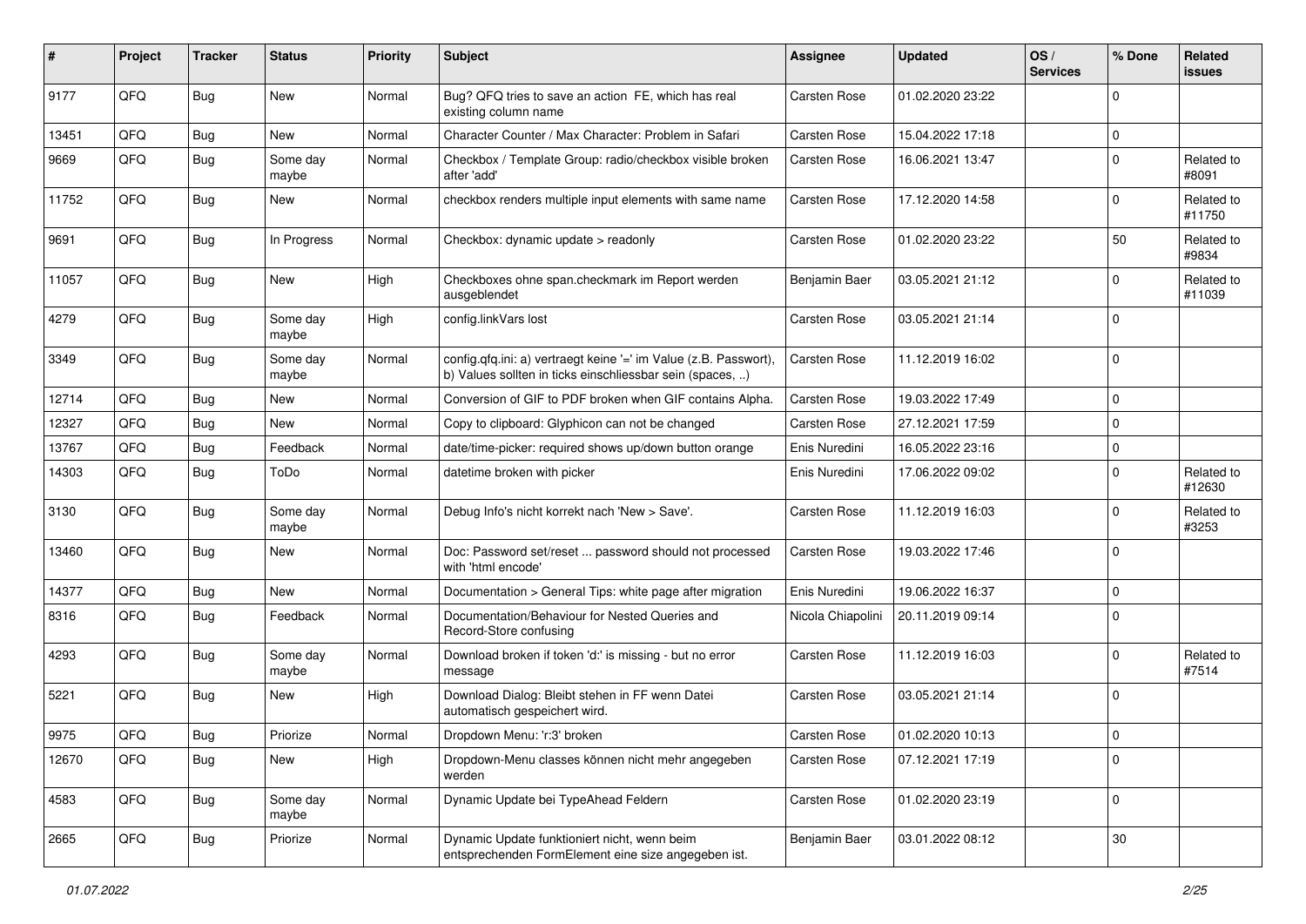| # | Project | Tracker | Status | Priority | Subject | Assignee | Updated | OS / Services | % Done | Related issues |
|---|---|---|---|---|---|---|---|---|---|---|
| 9177 | QFQ | Bug | New | Normal | Bug? QFQ tries to save an action FE, which has real existing column name | Carsten Rose | 01.02.2020 23:22 | | 0 | |
| 13451 | QFQ | Bug | New | Normal | Character Counter / Max Character: Problem in Safari | Carsten Rose | 15.04.2022 17:18 | | 0 | |
| 9669 | QFQ | Bug | Some day maybe | Normal | Checkbox / Template Group: radio/checkbox visible broken after 'add' | Carsten Rose | 16.06.2021 13:47 | | 0 | Related to #8091 |
| 11752 | QFQ | Bug | New | Normal | checkbox renders multiple input elements with same name | Carsten Rose | 17.12.2020 14:58 | | 0 | Related to #11750 |
| 9691 | QFQ | Bug | In Progress | Normal | Checkbox: dynamic update > readonly | Carsten Rose | 01.02.2020 23:22 | | 50 | Related to #9834 |
| 11057 | QFQ | Bug | New | High | Checkboxes ohne span.checkmark im Report werden ausgeblendet | Benjamin Baer | 03.05.2021 21:12 | | 0 | Related to #11039 |
| 4279 | QFQ | Bug | Some day maybe | High | config.linkVars lost | Carsten Rose | 03.05.2021 21:14 | | 0 | |
| 3349 | QFQ | Bug | Some day maybe | Normal | config.qfq.ini: a) vertraegt keine '=' im Value (z.B. Passwort), b) Values sollten in ticks einschliessbar sein (spaces, ..) | Carsten Rose | 11.12.2019 16:02 | | 0 | |
| 12714 | QFQ | Bug | New | Normal | Conversion of GIF to PDF broken when GIF contains Alpha. | Carsten Rose | 19.03.2022 17:49 | | 0 | |
| 12327 | QFQ | Bug | New | Normal | Copy to clipboard: Glyphicon can not be changed | Carsten Rose | 27.12.2021 17:59 | | 0 | |
| 13767 | QFQ | Bug | Feedback | Normal | date/time-picker: required shows up/down button orange | Enis Nuredini | 16.05.2022 23:16 | | 0 | |
| 14303 | QFQ | Bug | ToDo | Normal | datetime broken with picker | Enis Nuredini | 17.06.2022 09:02 | | 0 | Related to #12630 |
| 3130 | QFQ | Bug | Some day maybe | Normal | Debug Info's nicht korrekt nach 'New > Save'. | Carsten Rose | 11.12.2019 16:03 | | 0 | Related to #3253 |
| 13460 | QFQ | Bug | New | Normal | Doc: Password set/reset ... password should not processed with 'html encode' | Carsten Rose | 19.03.2022 17:46 | | 0 | |
| 14377 | QFQ | Bug | New | Normal | Documentation > General Tips: white page after migration | Enis Nuredini | 19.06.2022 16:37 | | 0 | |
| 8316 | QFQ | Bug | Feedback | Normal | Documentation/Behaviour for Nested Queries and Record-Store confusing | Nicola Chiapolini | 20.11.2019 09:14 | | 0 | |
| 4293 | QFQ | Bug | Some day maybe | Normal | Download broken if token 'd:' is missing - but no error message | Carsten Rose | 11.12.2019 16:03 | | 0 | Related to #7514 |
| 5221 | QFQ | Bug | New | High | Download Dialog: Bleibt stehen in FF wenn Datei automatisch gespeichert wird. | Carsten Rose | 03.05.2021 21:14 | | 0 | |
| 9975 | QFQ | Bug | Priorize | Normal | Dropdown Menu: 'r:3' broken | Carsten Rose | 01.02.2020 10:13 | | 0 | |
| 12670 | QFQ | Bug | New | High | Dropdown-Menu classes können nicht mehr angegeben werden | Carsten Rose | 07.12.2021 17:19 | | 0 | |
| 4583 | QFQ | Bug | Some day maybe | Normal | Dynamic Update bei TypeAhead Feldern | Carsten Rose | 01.02.2020 23:19 | | 0 | |
| 2665 | QFQ | Bug | Priorize | Normal | Dynamic Update funktioniert nicht, wenn beim entsprechenden FormElement eine size angegeben ist. | Benjamin Baer | 03.01.2022 08:12 | | 30 | |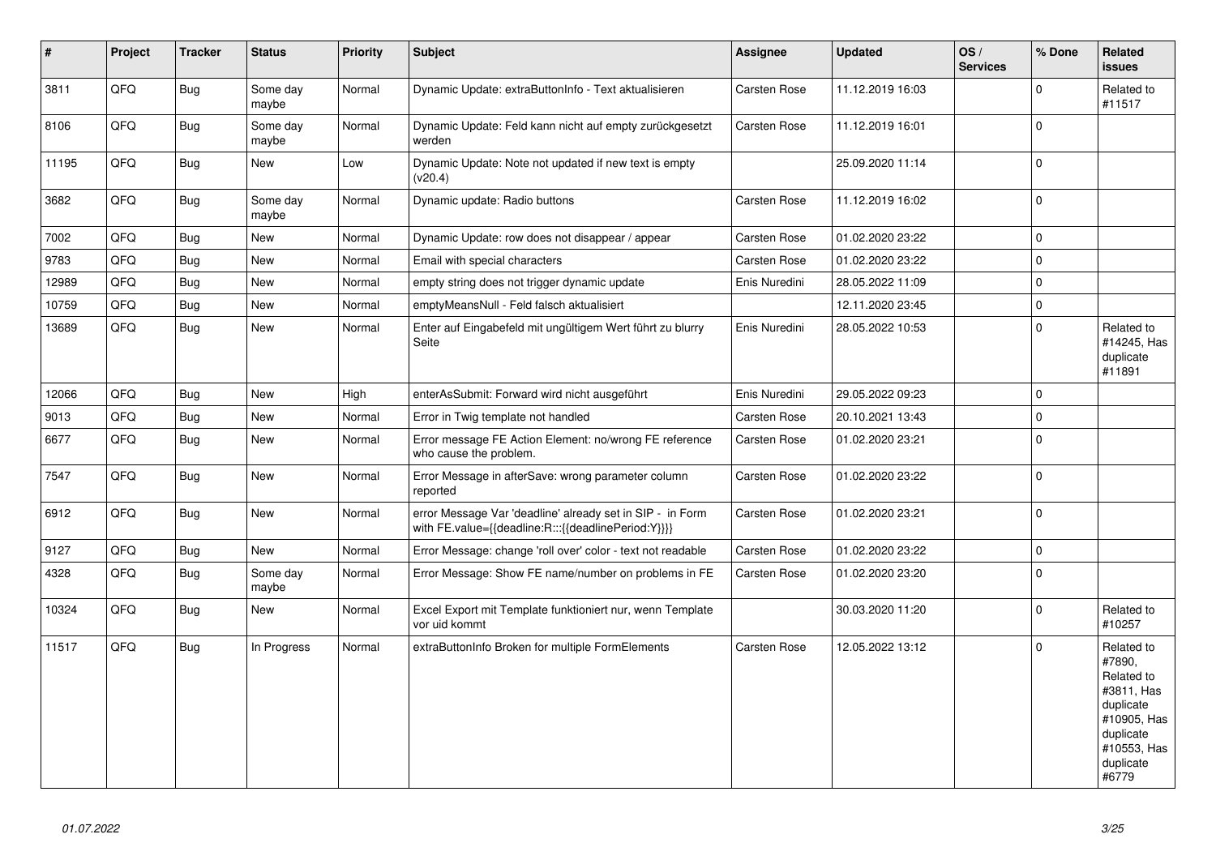| # | Project | Tracker | Status | Priority | Subject | Assignee | Updated | OS / Services | % Done | Related issues |
|---|---|---|---|---|---|---|---|---|---|---|
| 3811 | QFQ | Bug | Some day maybe | Normal | Dynamic Update: extraButtonInfo - Text aktualisieren | Carsten Rose | 11.12.2019 16:03 | | 0 | Related to #11517 |
| 8106 | QFQ | Bug | Some day maybe | Normal | Dynamic Update: Feld kann nicht auf empty zurückgesetzt werden | Carsten Rose | 11.12.2019 16:01 | | 0 | |
| 11195 | QFQ | Bug | New | Low | Dynamic Update: Note not updated if new text is empty (v20.4) | | 25.09.2020 11:14 | | 0 | |
| 3682 | QFQ | Bug | Some day maybe | Normal | Dynamic update: Radio buttons | Carsten Rose | 11.12.2019 16:02 | | 0 | |
| 7002 | QFQ | Bug | New | Normal | Dynamic Update: row does not disappear / appear | Carsten Rose | 01.02.2020 23:22 | | 0 | |
| 9783 | QFQ | Bug | New | Normal | Email with special characters | Carsten Rose | 01.02.2020 23:22 | | 0 | |
| 12989 | QFQ | Bug | New | Normal | empty string does not trigger dynamic update | Enis Nuredini | 28.05.2022 11:09 | | 0 | |
| 10759 | QFQ | Bug | New | Normal | emptyMeansNull - Feld falsch aktualisiert | | 12.11.2020 23:45 | | 0 | |
| 13689 | QFQ | Bug | New | Normal | Enter auf Eingabefeld mit ungültigem Wert führt zu blurry Seite | Enis Nuredini | 28.05.2022 10:53 | | 0 | Related to #14245, Has duplicate #11891 |
| 12066 | QFQ | Bug | New | High | enterAsSubmit: Forward wird nicht ausgeführt | Enis Nuredini | 29.05.2022 09:23 | | 0 | |
| 9013 | QFQ | Bug | New | Normal | Error in Twig template not handled | Carsten Rose | 20.10.2021 13:43 | | 0 | |
| 6677 | QFQ | Bug | New | Normal | Error message FE Action Element: no/wrong FE reference who cause the problem. | Carsten Rose | 01.02.2020 23:21 | | 0 | |
| 7547 | QFQ | Bug | New | Normal | Error Message in afterSave: wrong parameter column reported | Carsten Rose | 01.02.2020 23:22 | | 0 | |
| 6912 | QFQ | Bug | New | Normal | error Message Var 'deadline' already set in SIP - in Form with FE.value={{deadline:R:::{{deadlinePeriod:Y}}}} | Carsten Rose | 01.02.2020 23:21 | | 0 | |
| 9127 | QFQ | Bug | New | Normal | Error Message: change 'roll over' color - text not readable | Carsten Rose | 01.02.2020 23:22 | | 0 | |
| 4328 | QFQ | Bug | Some day maybe | Normal | Error Message: Show FE name/number on problems in FE | Carsten Rose | 01.02.2020 23:20 | | 0 | |
| 10324 | QFQ | Bug | New | Normal | Excel Export mit Template funktioniert nur, wenn Template vor uid kommt | | 30.03.2020 11:20 | | 0 | Related to #10257 |
| 11517 | QFQ | Bug | In Progress | Normal | extraButtonInfo Broken for multiple FormElements | Carsten Rose | 12.05.2022 13:12 | | 0 | Related to #7890, Related to #3811, Has duplicate #10905, Has duplicate #10553, Has duplicate #6779 |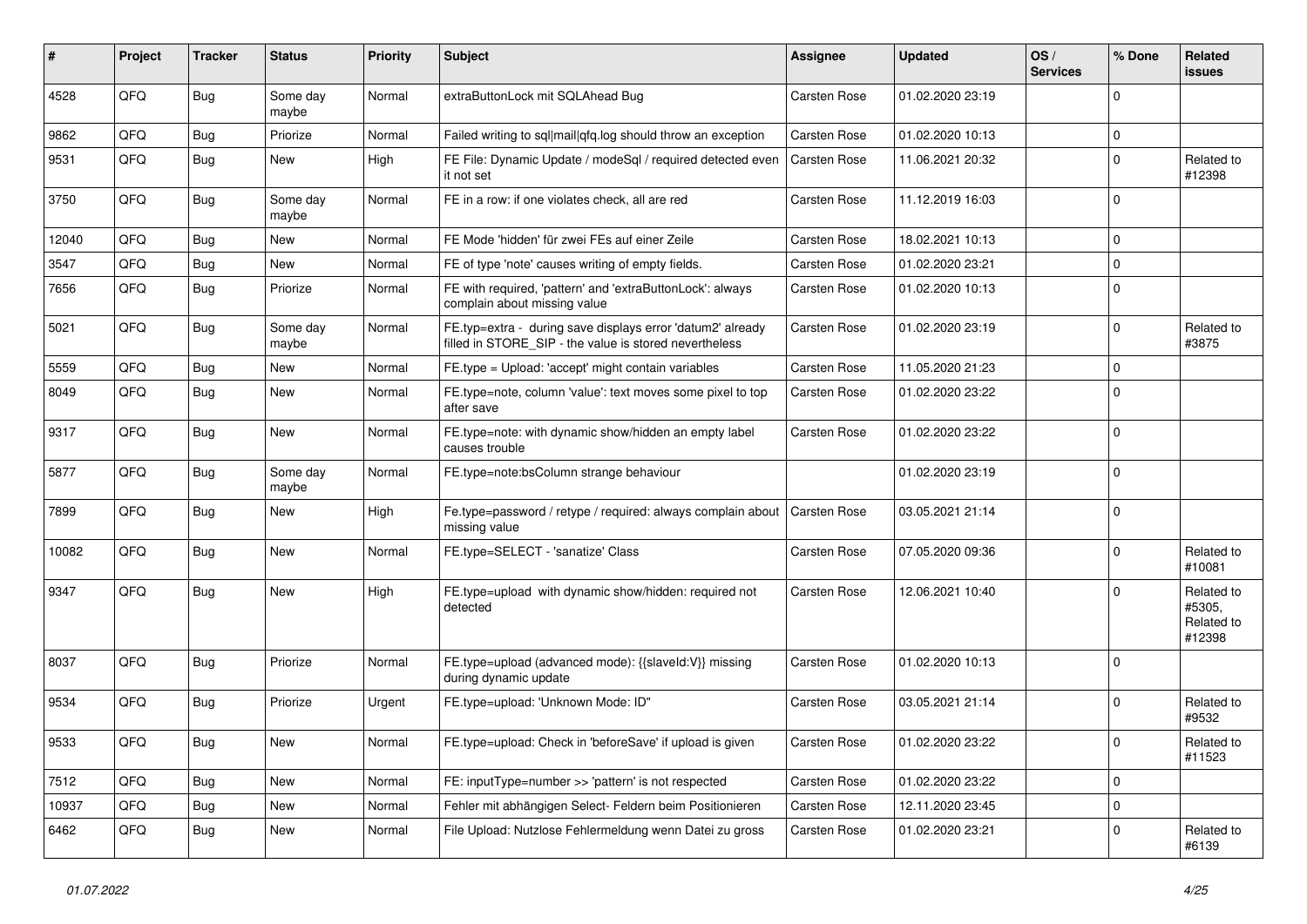| # | Project | Tracker | Status | Priority | Subject | Assignee | Updated | OS / Services | % Done | Related issues |
|---|---|---|---|---|---|---|---|---|---|---|
| 4528 | QFQ | Bug | Some day maybe | Normal | extraButtonLock mit SQLAhead Bug | Carsten Rose | 01.02.2020 23:19 | | 0 | |
| 9862 | QFQ | Bug | Priorize | Normal | Failed writing to sql\|mail\|qfq.log should throw an exception | Carsten Rose | 01.02.2020 10:13 | | 0 | |
| 9531 | QFQ | Bug | New | High | FE File: Dynamic Update / modeSql / required detected even it not set | Carsten Rose | 11.06.2021 20:32 | | 0 | Related to #12398 |
| 3750 | QFQ | Bug | Some day maybe | Normal | FE in a row: if one violates check, all are red | Carsten Rose | 11.12.2019 16:03 | | 0 | |
| 12040 | QFQ | Bug | New | Normal | FE Mode 'hidden' für zwei FEs auf einer Zeile | Carsten Rose | 18.02.2021 10:13 | | 0 | |
| 3547 | QFQ | Bug | New | Normal | FE of type 'note' causes writing of empty fields. | Carsten Rose | 01.02.2020 23:21 | | 0 | |
| 7656 | QFQ | Bug | Priorize | Normal | FE with required, 'pattern' and 'extraButtonLock': always complain about missing value | Carsten Rose | 01.02.2020 10:13 | | 0 | |
| 5021 | QFQ | Bug | Some day maybe | Normal | FE.typ=extra - during save displays error 'datum2' already filled in STORE_SIP - the value is stored nevertheless | Carsten Rose | 01.02.2020 23:19 | | 0 | Related to #3875 |
| 5559 | QFQ | Bug | New | Normal | FE.type = Upload: 'accept' might contain variables | Carsten Rose | 11.05.2020 21:23 | | 0 | |
| 8049 | QFQ | Bug | New | Normal | FE.type=note, column 'value': text moves some pixel to top after save | Carsten Rose | 01.02.2020 23:22 | | 0 | |
| 9317 | QFQ | Bug | New | Normal | FE.type=note: with dynamic show/hidden an empty label causes trouble | Carsten Rose | 01.02.2020 23:22 | | 0 | |
| 5877 | QFQ | Bug | Some day maybe | Normal | FE.type=note:bsColumn strange behaviour | | 01.02.2020 23:19 | | 0 | |
| 7899 | QFQ | Bug | New | High | Fe.type=password / retype / required: always complain about missing value | Carsten Rose | 03.05.2021 21:14 | | 0 | |
| 10082 | QFQ | Bug | New | Normal | FE.type=SELECT - 'sanatize' Class | Carsten Rose | 07.05.2020 09:36 | | 0 | Related to #10081 |
| 9347 | QFQ | Bug | New | High | FE.type=upload with dynamic show/hidden: required not detected | Carsten Rose | 12.06.2021 10:40 | | 0 | Related to #5305, Related to #12398 |
| 8037 | QFQ | Bug | Priorize | Normal | FE.type=upload (advanced mode): {{slaveId:V}} missing during dynamic update | Carsten Rose | 01.02.2020 10:13 | | 0 | |
| 9534 | QFQ | Bug | Priorize | Urgent | FE.type=upload: 'Unknown Mode: ID" | Carsten Rose | 03.05.2021 21:14 | | 0 | Related to #9532 |
| 9533 | QFQ | Bug | New | Normal | FE.type=upload: Check in 'beforeSave' if upload is given | Carsten Rose | 01.02.2020 23:22 | | 0 | Related to #11523 |
| 7512 | QFQ | Bug | New | Normal | FE: inputType=number >> 'pattern' is not respected | Carsten Rose | 01.02.2020 23:22 | | 0 | |
| 10937 | QFQ | Bug | New | Normal | Fehler mit abhängigen Select- Feldern beim Positionieren | Carsten Rose | 12.11.2020 23:45 | | 0 | |
| 6462 | QFQ | Bug | New | Normal | File Upload: Nutzlose Fehlermeldung wenn Datei zu gross | Carsten Rose | 01.02.2020 23:21 | | 0 | Related to #6139 |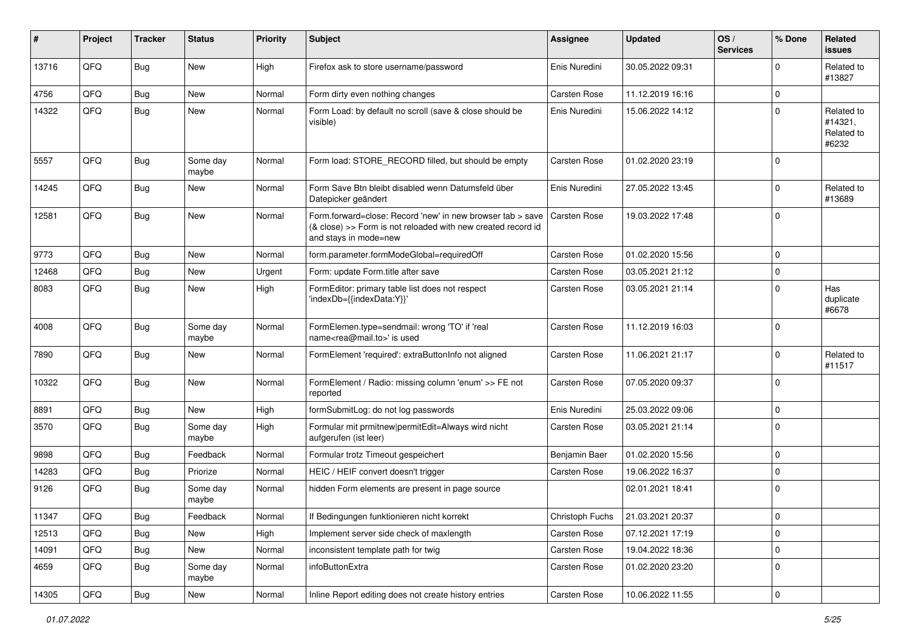| # | Project | Tracker | Status | Priority | Subject | Assignee | Updated | OS / Services | % Done | Related issues |
|---|---|---|---|---|---|---|---|---|---|---|
| 13716 | QFQ | Bug | New | High | Firefox ask to store username/password | Enis Nuredini | 30.05.2022 09:31 | | 0 | Related to #13827 |
| 4756 | QFQ | Bug | New | Normal | Form dirty even nothing changes | Carsten Rose | 11.12.2019 16:16 | | 0 | |
| 14322 | QFQ | Bug | New | Normal | Form Load: by default no scroll (save & close should be visible) | Enis Nuredini | 15.06.2022 14:12 | | 0 | Related to #14321, Related to #6232 |
| 5557 | QFQ | Bug | Some day maybe | Normal | Form load: STORE_RECORD filled, but should be empty | Carsten Rose | 01.02.2020 23:19 | | 0 | |
| 14245 | QFQ | Bug | New | Normal | Form Save Btn bleibt disabled wenn Datumsfeld über Datepicker geändert | Enis Nuredini | 27.05.2022 13:45 | | 0 | Related to #13689 |
| 12581 | QFQ | Bug | New | Normal | Form.forward=close: Record 'new' in new browser tab > save (& close) >> Form is not reloaded with new created record id and stays in mode=new | Carsten Rose | 19.03.2022 17:48 | | 0 | |
| 9773 | QFQ | Bug | New | Normal | form.parameter.formModeGlobal=requiredOff | Carsten Rose | 01.02.2020 15:56 | | 0 | |
| 12468 | QFQ | Bug | New | Urgent | Form: update Form.title after save | Carsten Rose | 03.05.2021 21:12 | | 0 | |
| 8083 | QFQ | Bug | New | High | FormEditor: primary table list does not respect 'indexDb={{indexData:Y}}' | Carsten Rose | 03.05.2021 21:14 | | 0 | Has duplicate #6678 |
| 4008 | QFQ | Bug | Some day maybe | Normal | FormElemen.type=sendmail: wrong 'TO' if 'real name<rea@mail.to>' is used | Carsten Rose | 11.12.2019 16:03 | | 0 | |
| 7890 | QFQ | Bug | New | Normal | FormElement 'required': extraButtonInfo not aligned | Carsten Rose | 11.06.2021 21:17 | | 0 | Related to #11517 |
| 10322 | QFQ | Bug | New | Normal | FormElement / Radio: missing column 'enum' >> FE not reported | Carsten Rose | 07.05.2020 09:37 | | 0 | |
| 8891 | QFQ | Bug | New | High | formSubmitLog: do not log passwords | Enis Nuredini | 25.03.2022 09:06 | | 0 | |
| 3570 | QFQ | Bug | Some day maybe | High | Formular mit prmitnew\|permitEdit=Always wird nicht aufgerufen (ist leer) | Carsten Rose | 03.05.2021 21:14 | | 0 | |
| 9898 | QFQ | Bug | Feedback | Normal | Formular trotz Timeout gespeichert | Benjamin Baer | 01.02.2020 15:56 | | 0 | |
| 14283 | QFQ | Bug | Priorize | Normal | HEIC / HEIF convert doesn't trigger | Carsten Rose | 19.06.2022 16:37 | | 0 | |
| 9126 | QFQ | Bug | Some day maybe | Normal | hidden Form elements are present in page source | | 02.01.2021 18:41 | | 0 | |
| 11347 | QFQ | Bug | Feedback | Normal | If Bedingungen funktionieren nicht korrekt | Christoph Fuchs | 21.03.2021 20:37 | | 0 | |
| 12513 | QFQ | Bug | New | High | Implement server side check of maxlength | Carsten Rose | 07.12.2021 17:19 | | 0 | |
| 14091 | QFQ | Bug | New | Normal | inconsistent template path for twig | Carsten Rose | 19.04.2022 18:36 | | 0 | |
| 4659 | QFQ | Bug | Some day maybe | Normal | infoButtonExtra | Carsten Rose | 01.02.2020 23:20 | | 0 | |
| 14305 | QFQ | Bug | New | Normal | Inline Report editing does not create history entries | Carsten Rose | 10.06.2022 11:55 | | 0 | |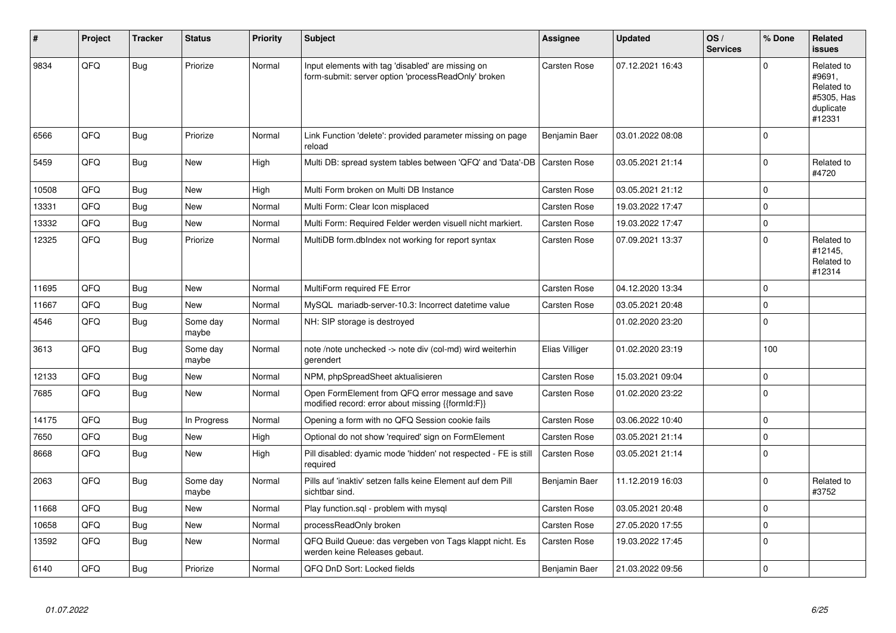| # | Project | Tracker | Status | Priority | Subject | Assignee | Updated | OS / Services | % Done | Related issues |
|---|---|---|---|---|---|---|---|---|---|---|
| 9834 | QFQ | Bug | Priorize | Normal | Input elements with tag 'disabled' are missing on form-submit: server option 'processReadOnly' broken | Carsten Rose | 07.12.2021 16:43 | | 0 | Related to #9691, Related to #5305, Has duplicate #12331 |
| 6566 | QFQ | Bug | Priorize | Normal | Link Function 'delete': provided parameter missing on page reload | Benjamin Baer | 03.01.2022 08:08 | | 0 | |
| 5459 | QFQ | Bug | New | High | Multi DB: spread system tables between 'QFQ' and 'Data'-DB | Carsten Rose | 03.05.2021 21:14 | | 0 | Related to #4720 |
| 10508 | QFQ | Bug | New | High | Multi Form broken on Multi DB Instance | Carsten Rose | 03.05.2021 21:12 | | 0 | |
| 13331 | QFQ | Bug | New | Normal | Multi Form: Clear Icon misplaced | Carsten Rose | 19.03.2022 17:47 | | 0 | |
| 13332 | QFQ | Bug | New | Normal | Multi Form: Required Felder werden visuell nicht markiert. | Carsten Rose | 19.03.2022 17:47 | | 0 | |
| 12325 | QFQ | Bug | Priorize | Normal | MultiDB form.dbIndex not working for report syntax | Carsten Rose | 07.09.2021 13:37 | | 0 | Related to #12145, Related to #12314 |
| 11695 | QFQ | Bug | New | Normal | MultiForm required FE Error | Carsten Rose | 04.12.2020 13:34 | | 0 | |
| 11667 | QFQ | Bug | New | Normal | MySQL mariadb-server-10.3: Incorrect datetime value | Carsten Rose | 03.05.2021 20:48 | | 0 | |
| 4546 | QFQ | Bug | Some day maybe | Normal | NH: SIP storage is destroyed | | 01.02.2020 23:20 | | 0 | |
| 3613 | QFQ | Bug | Some day maybe | Normal | note /note unchecked -> note div (col-md) wird weiterhin gerendert | Elias Villiger | 01.02.2020 23:19 | | 100 | |
| 12133 | QFQ | Bug | New | Normal | NPM, phpSpreadSheet aktualisieren | Carsten Rose | 15.03.2021 09:04 | | 0 | |
| 7685 | QFQ | Bug | New | Normal | Open FormElement from QFQ error message and save modified record: error about missing {{formId:F}} | Carsten Rose | 01.02.2020 23:22 | | 0 | |
| 14175 | QFQ | Bug | In Progress | Normal | Opening a form with no QFQ Session cookie fails | Carsten Rose | 03.06.2022 10:40 | | 0 | |
| 7650 | QFQ | Bug | New | High | Optional do not show 'required' sign on FormElement | Carsten Rose | 03.05.2021 21:14 | | 0 | |
| 8668 | QFQ | Bug | New | High | Pill disabled: dyamic mode 'hidden' not respected - FE is still required | Carsten Rose | 03.05.2021 21:14 | | 0 | |
| 2063 | QFQ | Bug | Some day maybe | Normal | Pills auf 'inaktiv' setzen falls keine Element auf dem Pill sichtbar sind. | Benjamin Baer | 11.12.2019 16:03 | | 0 | Related to #3752 |
| 11668 | QFQ | Bug | New | Normal | Play function.sql - problem with mysql | Carsten Rose | 03.05.2021 20:48 | | 0 | |
| 10658 | QFQ | Bug | New | Normal | processReadOnly broken | Carsten Rose | 27.05.2020 17:55 | | 0 | |
| 13592 | QFQ | Bug | New | Normal | QFQ Build Queue: das vergeben von Tags klappt nicht. Es werden keine Releases gebaut. | Carsten Rose | 19.03.2022 17:45 | | 0 | |
| 6140 | QFQ | Bug | Priorize | Normal | QFQ DnD Sort: Locked fields | Benjamin Baer | 21.03.2022 09:56 | | 0 | |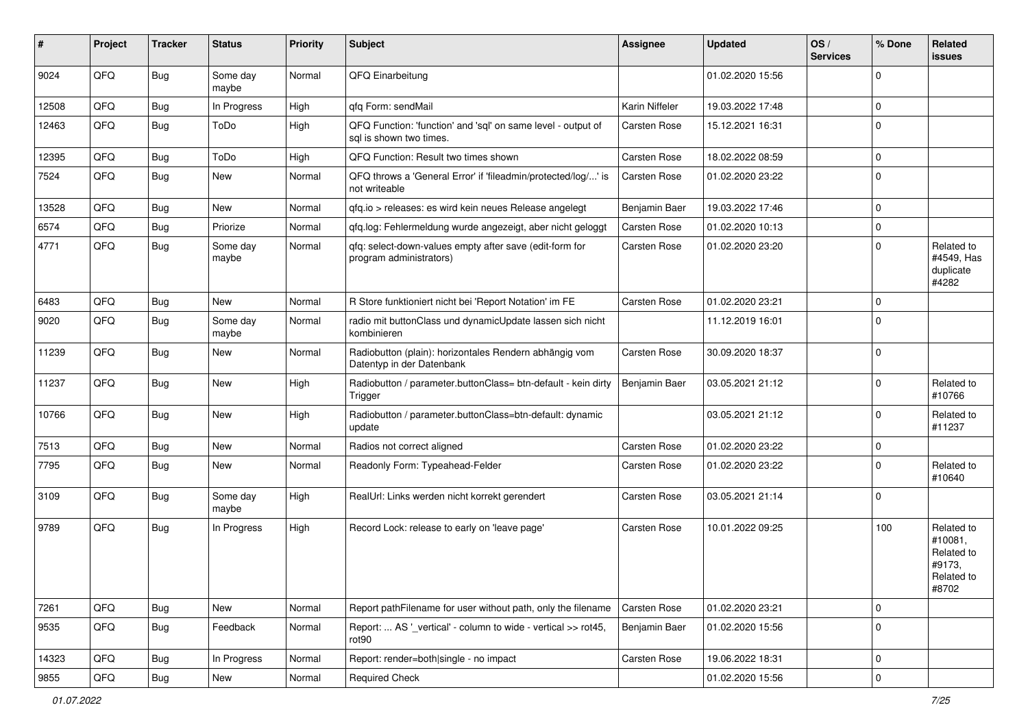| # | Project | Tracker | Status | Priority | Subject | Assignee | Updated | OS / Services | % Done | Related issues |
|---|---|---|---|---|---|---|---|---|---|---|
| 9024 | QFQ | Bug | Some day maybe | Normal | QFQ Einarbeitung | | 01.02.2020 15:56 | | 0 | |
| 12508 | QFQ | Bug | In Progress | High | qfq Form: sendMail | Karin Niffeler | 19.03.2022 17:48 | | 0 | |
| 12463 | QFQ | Bug | ToDo | High | QFQ Function: 'function' and 'sql' on same level - output of sql is shown two times. | Carsten Rose | 15.12.2021 16:31 | | 0 | |
| 12395 | QFQ | Bug | ToDo | High | QFQ Function: Result two times shown | Carsten Rose | 18.02.2022 08:59 | | 0 | |
| 7524 | QFQ | Bug | New | Normal | QFQ throws a 'General Error' if 'fileadmin/protected/log/...' is not writeable | Carsten Rose | 01.02.2020 23:22 | | 0 | |
| 13528 | QFQ | Bug | New | Normal | qfq.io > releases: es wird kein neues Release angelegt | Benjamin Baer | 19.03.2022 17:46 | | 0 | |
| 6574 | QFQ | Bug | Priorize | Normal | qfq.log: Fehlermeldung wurde angezeigt, aber nicht geloggt | Carsten Rose | 01.02.2020 10:13 | | 0 | |
| 4771 | QFQ | Bug | Some day maybe | Normal | qfq: select-down-values empty after save (edit-form for program administrators) | Carsten Rose | 01.02.2020 23:20 | | 0 | Related to #4549, Has duplicate #4282 |
| 6483 | QFQ | Bug | New | Normal | R Store funktioniert nicht bei 'Report Notation' im FE | Carsten Rose | 01.02.2020 23:21 | | 0 | |
| 9020 | QFQ | Bug | Some day maybe | Normal | radio mit buttonClass und dynamicUpdate lassen sich nicht kombinieren | | 11.12.2019 16:01 | | 0 | |
| 11239 | QFQ | Bug | New | Normal | Radiobutton (plain): horizontales Rendern abhängig vom Datentyp in der Datenbank | Carsten Rose | 30.09.2020 18:37 | | 0 | |
| 11237 | QFQ | Bug | New | High | Radiobutton / parameter.buttonClass= btn-default - kein dirty Trigger | Benjamin Baer | 03.05.2021 21:12 | | 0 | Related to #10766 |
| 10766 | QFQ | Bug | New | High | Radiobutton / parameter.buttonClass=btn-default: dynamic update | | 03.05.2021 21:12 | | 0 | Related to #11237 |
| 7513 | QFQ | Bug | New | Normal | Radios not correct aligned | Carsten Rose | 01.02.2020 23:22 | | 0 | |
| 7795 | QFQ | Bug | New | Normal | Readonly Form: Typeahead-Felder | Carsten Rose | 01.02.2020 23:22 | | 0 | Related to #10640 |
| 3109 | QFQ | Bug | Some day maybe | High | RealUrl: Links werden nicht korrekt gerendert | Carsten Rose | 03.05.2021 21:14 | | 0 | |
| 9789 | QFQ | Bug | In Progress | High | Record Lock: release to early on 'leave page' | Carsten Rose | 10.01.2022 09:25 | | 100 | Related to #10081, Related to #9173, Related to #8702 |
| 7261 | QFQ | Bug | New | Normal | Report pathFilename for user without path, only the filename | Carsten Rose | 01.02.2020 23:21 | | 0 | |
| 9535 | QFQ | Bug | Feedback | Normal | Report: ... AS '_vertical' - column to wide - vertical >> rot45, rot90 | Benjamin Baer | 01.02.2020 15:56 | | 0 | |
| 14323 | QFQ | Bug | In Progress | Normal | Report: render=both\|single - no impact | Carsten Rose | 19.06.2022 18:31 | | 0 | |
| 9855 | QFQ | Bug | New | Normal | Required Check | | 01.02.2020 15:56 | | 0 | |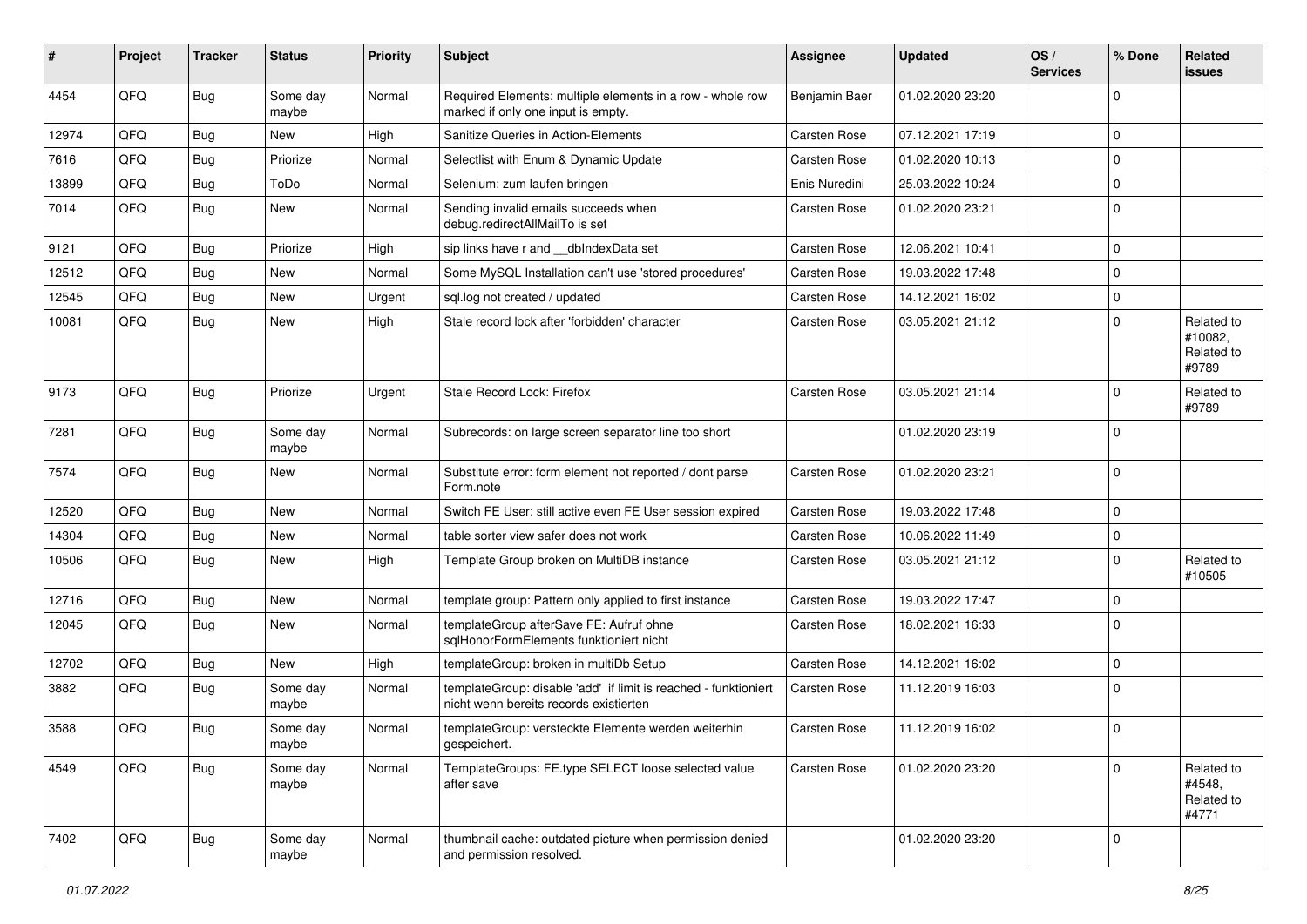| # | Project | Tracker | Status | Priority | Subject | Assignee | Updated | OS / Services | % Done | Related issues |
|---|---|---|---|---|---|---|---|---|---|---|
| 4454 | QFQ | Bug | Some day maybe | Normal | Required Elements: multiple elements in a row - whole row marked if only one input is empty. | Benjamin Baer | 01.02.2020 23:20 | | 0 | |
| 12974 | QFQ | Bug | New | High | Sanitize Queries in Action-Elements | Carsten Rose | 07.12.2021 17:19 | | 0 | |
| 7616 | QFQ | Bug | Priorize | Normal | Selectlist with Enum & Dynamic Update | Carsten Rose | 01.02.2020 10:13 | | 0 | |
| 13899 | QFQ | Bug | ToDo | Normal | Selenium: zum laufen bringen | Enis Nuredini | 25.03.2022 10:24 | | 0 | |
| 7014 | QFQ | Bug | New | Normal | Sending invalid emails succeeds when debug.redirectAllMailTo is set | Carsten Rose | 01.02.2020 23:21 | | 0 | |
| 9121 | QFQ | Bug | Priorize | High | sip links have r and __dbIndexData set | Carsten Rose | 12.06.2021 10:41 | | 0 | |
| 12512 | QFQ | Bug | New | Normal | Some MySQL Installation can't use 'stored procedures' | Carsten Rose | 19.03.2022 17:48 | | 0 | |
| 12545 | QFQ | Bug | New | Urgent | sql.log not created / updated | Carsten Rose | 14.12.2021 16:02 | | 0 | |
| 10081 | QFQ | Bug | New | High | Stale record lock after 'forbidden' character | Carsten Rose | 03.05.2021 21:12 | | 0 | Related to #10082, Related to #9789 |
| 9173 | QFQ | Bug | Priorize | Urgent | Stale Record Lock: Firefox | Carsten Rose | 03.05.2021 21:14 | | 0 | Related to #9789 |
| 7281 | QFQ | Bug | Some day maybe | Normal | Subrecords: on large screen separator line too short | | 01.02.2020 23:19 | | 0 | |
| 7574 | QFQ | Bug | New | Normal | Substitute error: form element not reported / dont parse Form.note | Carsten Rose | 01.02.2020 23:21 | | 0 | |
| 12520 | QFQ | Bug | New | Normal | Switch FE User: still active even FE User session expired | Carsten Rose | 19.03.2022 17:48 | | 0 | |
| 14304 | QFQ | Bug | New | Normal | table sorter view safer does not work | Carsten Rose | 10.06.2022 11:49 | | 0 | |
| 10506 | QFQ | Bug | New | High | Template Group broken on MultiDB instance | Carsten Rose | 03.05.2021 21:12 | | 0 | Related to #10505 |
| 12716 | QFQ | Bug | New | Normal | template group: Pattern only applied to first instance | Carsten Rose | 19.03.2022 17:47 | | 0 | |
| 12045 | QFQ | Bug | New | Normal | templateGroup afterSave FE: Aufruf ohne sqlHonorFormElements funktioniert nicht | Carsten Rose | 18.02.2021 16:33 | | 0 | |
| 12702 | QFQ | Bug | New | High | templateGroup: broken in multiDb Setup | Carsten Rose | 14.12.2021 16:02 | | 0 | |
| 3882 | QFQ | Bug | Some day maybe | Normal | templateGroup: disable 'add' if limit is reached - funktioniert nicht wenn bereits records existierten | Carsten Rose | 11.12.2019 16:03 | | 0 | |
| 3588 | QFQ | Bug | Some day maybe | Normal | templateGroup: versteckte Elemente werden weiterhin gespeichert. | Carsten Rose | 11.12.2019 16:02 | | 0 | |
| 4549 | QFQ | Bug | Some day maybe | Normal | TemplateGroups: FE.type SELECT loose selected value after save | Carsten Rose | 01.02.2020 23:20 | | 0 | Related to #4548, Related to #4771 |
| 7402 | QFQ | Bug | Some day maybe | Normal | thumbnail cache: outdated picture when permission denied and permission resolved. | | 01.02.2020 23:20 | | 0 | |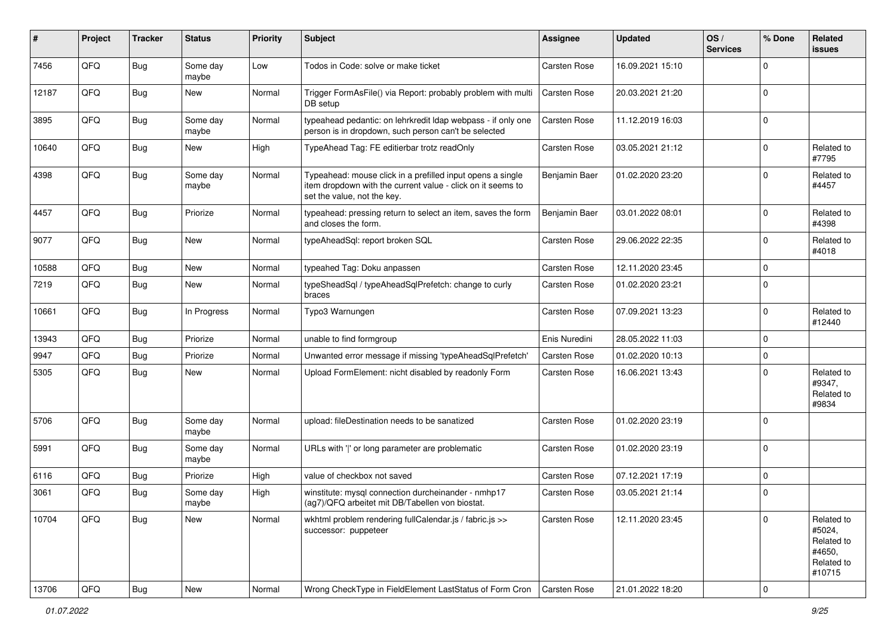| # | Project | Tracker | Status | Priority | Subject | Assignee | Updated | OS / Services | % Done | Related issues |
|---|---|---|---|---|---|---|---|---|---|---|
| 7456 | QFQ | Bug | Some day maybe | Low | Todos in Code: solve or make ticket | Carsten Rose | 16.09.2021 15:10 | | 0 | |
| 12187 | QFQ | Bug | New | Normal | Trigger FormAsFile() via Report: probably problem with multi DB setup | Carsten Rose | 20.03.2021 21:20 | | 0 | |
| 3895 | QFQ | Bug | Some day maybe | Normal | typeahead pedantic: on lehrkredit ldap webpass - if only one person is in dropdown, such person can't be selected | Carsten Rose | 11.12.2019 16:03 | | 0 | |
| 10640 | QFQ | Bug | New | High | TypeAhead Tag: FE editierbar trotz readOnly | Carsten Rose | 03.05.2021 21:12 | | 0 | Related to #7795 |
| 4398 | QFQ | Bug | Some day maybe | Normal | Typeahead: mouse click in a prefilled input opens a single item dropdown with the current value - click on it seems to set the value, not the key. | Benjamin Baer | 01.02.2020 23:20 | | 0 | Related to #4457 |
| 4457 | QFQ | Bug | Priorize | Normal | typeahead: pressing return to select an item, saves the form and closes the form. | Benjamin Baer | 03.01.2022 08:01 | | 0 | Related to #4398 |
| 9077 | QFQ | Bug | New | Normal | typeAheadSql: report broken SQL | Carsten Rose | 29.06.2022 22:35 | | 0 | Related to #4018 |
| 10588 | QFQ | Bug | New | Normal | typeahed Tag: Doku anpassen | Carsten Rose | 12.11.2020 23:45 | | 0 | |
| 7219 | QFQ | Bug | New | Normal | typeSheadSql / typeAheadSqlPrefetch: change to curly braces | Carsten Rose | 01.02.2020 23:21 | | 0 | |
| 10661 | QFQ | Bug | In Progress | Normal | Typo3 Warnungen | Carsten Rose | 07.09.2021 13:23 | | 0 | Related to #12440 |
| 13943 | QFQ | Bug | Priorize | Normal | unable to find formgroup | Enis Nuredini | 28.05.2022 11:03 | | 0 | |
| 9947 | QFQ | Bug | Priorize | Normal | Unwanted error message if missing 'typeAheadSqlPrefetch' | Carsten Rose | 01.02.2020 10:13 | | 0 | |
| 5305 | QFQ | Bug | New | Normal | Upload FormElement: nicht disabled by readonly Form | Carsten Rose | 16.06.2021 13:43 | | 0 | Related to #9347, Related to #9834 |
| 5706 | QFQ | Bug | Some day maybe | Normal | upload: fileDestination needs to be sanatized | Carsten Rose | 01.02.2020 23:19 | | 0 | |
| 5991 | QFQ | Bug | Some day maybe | Normal | URLs with '|' or long parameter are problematic | Carsten Rose | 01.02.2020 23:19 | | 0 | |
| 6116 | QFQ | Bug | Priorize | High | value of checkbox not saved | Carsten Rose | 07.12.2021 17:19 | | 0 | |
| 3061 | QFQ | Bug | Some day maybe | High | winstitute: mysql connection durcheinander - nmhp17 (ag7)/QFQ arbeitet mit DB/Tabellen von biostat. | Carsten Rose | 03.05.2021 21:14 | | 0 | |
| 10704 | QFQ | Bug | New | Normal | wkhtml problem rendering fullCalendar.js / fabric.js >> successor: puppeteer | Carsten Rose | 12.11.2020 23:45 | | 0 | Related to #5024, Related to #4650, Related to #10715 |
| 13706 | QFQ | Bug | New | Normal | Wrong CheckType in FieldElement LastStatus of Form Cron | Carsten Rose | 21.01.2022 18:20 | | 0 | |

01.07.2022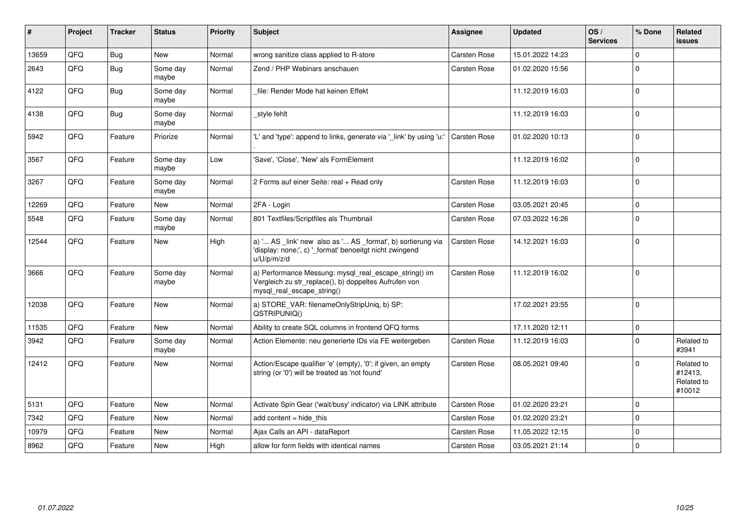| # | Project | Tracker | Status | Priority | Subject | Assignee | Updated | OS / Services | % Done | Related issues |
|---|---|---|---|---|---|---|---|---|---|---|
| 13659 | QFQ | Bug | New | Normal | wrong sanitize class applied to R-store | Carsten Rose | 15.01.2022 14:23 | | 0 | |
| 2643 | QFQ | Bug | Some day maybe | Normal | Zend / PHP Webinars anschauen | Carsten Rose | 01.02.2020 15:56 | | 0 | |
| 4122 | QFQ | Bug | Some day maybe | Normal | _file: Render Mode hat keinen Effekt | | 11.12.2019 16:03 | | 0 | |
| 4138 | QFQ | Bug | Some day maybe | Normal | _style fehlt | | 11.12.2019 16:03 | | 0 | |
| 5942 | QFQ | Feature | Priorize | Normal | 'L' and 'type': append to links, generate via '_link' by using 'u:' . | Carsten Rose | 01.02.2020 10:13 | | 0 | |
| 3567 | QFQ | Feature | Some day maybe | Low | 'Save', 'Close', 'New' als FormElement | | 11.12.2019 16:02 | | 0 | |
| 3267 | QFQ | Feature | Some day maybe | Normal | 2 Forms auf einer Seite: real + Read only | Carsten Rose | 11.12.2019 16:03 | | 0 | |
| 12269 | QFQ | Feature | New | Normal | 2FA - Login | Carsten Rose | 03.05.2021 20:45 | | 0 | |
| 5548 | QFQ | Feature | Some day maybe | Normal | 801 Textfiles/Scriptfiles als Thumbnail | Carsten Rose | 07.03.2022 16:26 | | 0 | |
| 12544 | QFQ | Feature | New | High | a) '... AS _link' new also as '... AS _format', b) sortierung via 'display: none;', c) '_format' benoeitgt nicht zwingend u/U/p/m/z/d | Carsten Rose | 14.12.2021 16:03 | | 0 | |
| 3666 | QFQ | Feature | Some day maybe | Normal | a) Performance Messung: mysql_real_escape_string() im Vergleich zu str_replace(), b) doppeltes Aufrufen von mysql_real_escape_string() | Carsten Rose | 11.12.2019 16:02 | | 0 | |
| 12038 | QFQ | Feature | New | Normal | a) STORE_VAR: filenameOnlyStripUniq, b) SP: QSTRIPUNIQ() | | 17.02.2021 23:55 | | 0 | |
| 11535 | QFQ | Feature | New | Normal | Ability to create SQL columns in frontend QFQ forms | | 17.11.2020 12:11 | | 0 | |
| 3942 | QFQ | Feature | Some day maybe | Normal | Action Elemente: neu generierte IDs via FE weitergeben | Carsten Rose | 11.12.2019 16:03 | | 0 | Related to #3941 |
| 12412 | QFQ | Feature | New | Normal | Action/Escape qualifier 'e' (empty), '0': if given, an empty string (or '0') will be treated as 'not found' | Carsten Rose | 08.05.2021 09:40 | | 0 | Related to #12413, Related to #10012 |
| 5131 | QFQ | Feature | New | Normal | Activate Spin Gear ('wait/busy' indicator) via LINK attribute | Carsten Rose | 01.02.2020 23:21 | | 0 | |
| 7342 | QFQ | Feature | New | Normal | add content = hide_this | Carsten Rose | 01.02.2020 23:21 | | 0 | |
| 10979 | QFQ | Feature | New | Normal | Ajax Calls an API - dataReport | Carsten Rose | 11.05.2022 12:15 | | 0 | |
| 8962 | QFQ | Feature | New | High | allow for form fields with identical names | Carsten Rose | 03.05.2021 21:14 | | 0 | |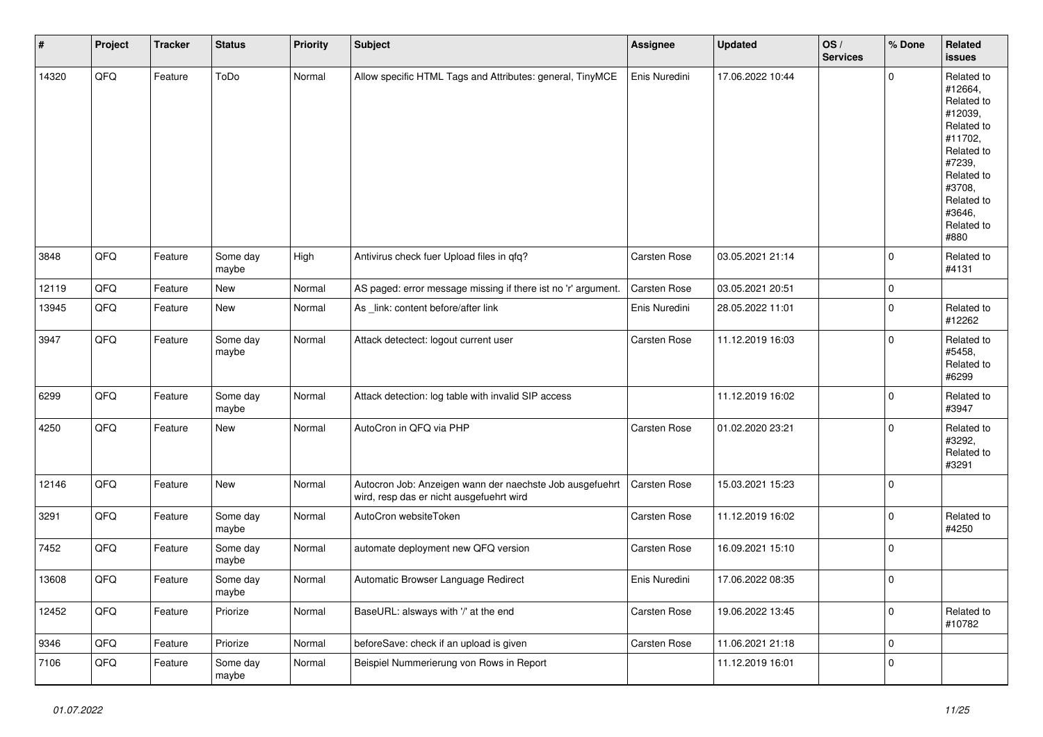| # | Project | Tracker | Status | Priority | Subject | Assignee | Updated | OS / Services | % Done | Related issues |
|---|---|---|---|---|---|---|---|---|---|---|
| 14320 | QFQ | Feature | ToDo | Normal | Allow specific HTML Tags and Attributes: general, TinyMCE | Enis Nuredini | 17.06.2022 10:44 | | 0 | Related to #12664, Related to #12039, Related to #11702, Related to #7239, Related to #3708, Related to #3646, Related to #880 |
| 3848 | QFQ | Feature | Some day maybe | High | Antivirus check fuer Upload files in qfq? | Carsten Rose | 03.05.2021 21:14 | | 0 | Related to #4131 |
| 12119 | QFQ | Feature | New | Normal | AS paged: error message missing if there ist no 'r' argument. | Carsten Rose | 03.05.2021 20:51 | | 0 | |
| 13945 | QFQ | Feature | New | Normal | As _link: content before/after link | Enis Nuredini | 28.05.2022 11:01 | | 0 | Related to #12262 |
| 3947 | QFQ | Feature | Some day maybe | Normal | Attack detectect: logout current user | Carsten Rose | 11.12.2019 16:03 | | 0 | Related to #5458, Related to #6299 |
| 6299 | QFQ | Feature | Some day maybe | Normal | Attack detection: log table with invalid SIP access | | 11.12.2019 16:02 | | 0 | Related to #3947 |
| 4250 | QFQ | Feature | New | Normal | AutoCron in QFQ via PHP | Carsten Rose | 01.02.2020 23:21 | | 0 | Related to #3292, Related to #3291 |
| 12146 | QFQ | Feature | New | Normal | Autocron Job: Anzeigen wann der naechste Job ausgefuehrt wird, resp das er nicht ausgefuehrt wird | Carsten Rose | 15.03.2021 15:23 | | 0 | |
| 3291 | QFQ | Feature | Some day maybe | Normal | AutoCron websiteToken | Carsten Rose | 11.12.2019 16:02 | | 0 | Related to #4250 |
| 7452 | QFQ | Feature | Some day maybe | Normal | automate deployment new QFQ version | Carsten Rose | 16.09.2021 15:10 | | 0 | |
| 13608 | QFQ | Feature | Some day maybe | Normal | Automatic Browser Language Redirect | Enis Nuredini | 17.06.2022 08:35 | | 0 | |
| 12452 | QFQ | Feature | Priorize | Normal | BaseURL: alsways with '/' at the end | Carsten Rose | 19.06.2022 13:45 | | 0 | Related to #10782 |
| 9346 | QFQ | Feature | Priorize | Normal | beforeSave: check if an upload is given | Carsten Rose | 11.06.2021 21:18 | | 0 | |
| 7106 | QFQ | Feature | Some day maybe | Normal | Beispiel Nummerierung von Rows in Report | | 11.12.2019 16:01 | | 0 | |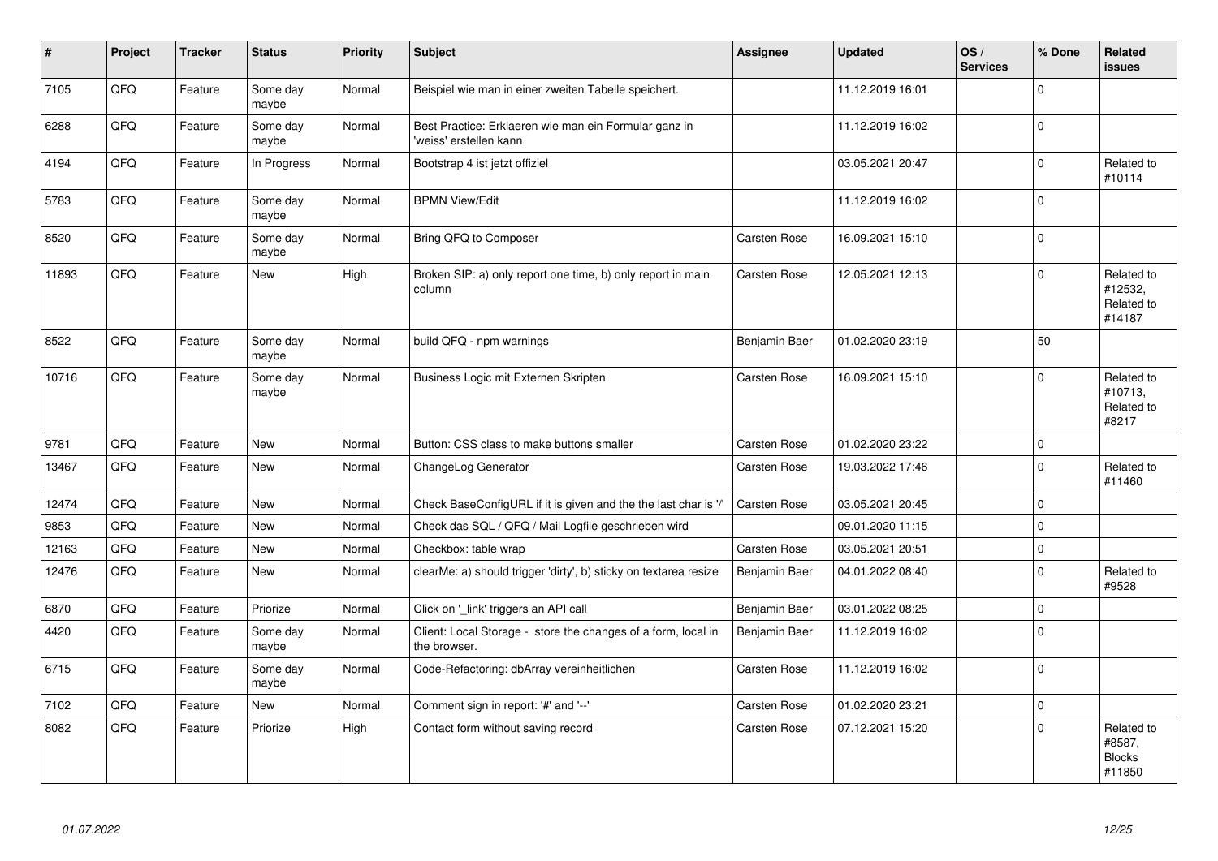| # | Project | Tracker | Status | Priority | Subject | Assignee | Updated | OS / Services | % Done | Related issues |
|---|---|---|---|---|---|---|---|---|---|---|
| 7105 | QFQ | Feature | Some day maybe | Normal | Beispiel wie man in einer zweiten Tabelle speichert. | | 11.12.2019 16:01 | | 0 | |
| 6288 | QFQ | Feature | Some day maybe | Normal | Best Practice: Erklaeren wie man ein Formular ganz in 'weiss' erstellen kann | | 11.12.2019 16:02 | | 0 | |
| 4194 | QFQ | Feature | In Progress | Normal | Bootstrap 4 ist jetzt offiziel | | 03.05.2021 20:47 | | 0 | Related to #10114 |
| 5783 | QFQ | Feature | Some day maybe | Normal | BPMN View/Edit | | 11.12.2019 16:02 | | 0 | |
| 8520 | QFQ | Feature | Some day maybe | Normal | Bring QFQ to Composer | Carsten Rose | 16.09.2021 15:10 | | 0 | |
| 11893 | QFQ | Feature | New | High | Broken SIP: a) only report one time, b) only report in main column | Carsten Rose | 12.05.2021 12:13 | | 0 | Related to #12532, Related to #14187 |
| 8522 | QFQ | Feature | Some day maybe | Normal | build QFQ - npm warnings | Benjamin Baer | 01.02.2020 23:19 | | 50 | |
| 10716 | QFQ | Feature | Some day maybe | Normal | Business Logic mit Externen Skripten | Carsten Rose | 16.09.2021 15:10 | | 0 | Related to #10713, Related to #8217 |
| 9781 | QFQ | Feature | New | Normal | Button: CSS class to make buttons smaller | Carsten Rose | 01.02.2020 23:22 | | 0 | |
| 13467 | QFQ | Feature | New | Normal | ChangeLog Generator | Carsten Rose | 19.03.2022 17:46 | | 0 | Related to #11460 |
| 12474 | QFQ | Feature | New | Normal | Check BaseConfigURL if it is given and the the last char is '/' | Carsten Rose | 03.05.2021 20:45 | | 0 | |
| 9853 | QFQ | Feature | New | Normal | Check das SQL / QFQ / Mail Logfile geschrieben wird | | 09.01.2020 11:15 | | 0 | |
| 12163 | QFQ | Feature | New | Normal | Checkbox: table wrap | Carsten Rose | 03.05.2021 20:51 | | 0 | |
| 12476 | QFQ | Feature | New | Normal | clearMe: a) should trigger 'dirty', b) sticky on textarea resize | Benjamin Baer | 04.01.2022 08:40 | | 0 | Related to #9528 |
| 6870 | QFQ | Feature | Priorize | Normal | Click on '_link' triggers an API call | Benjamin Baer | 03.01.2022 08:25 | | 0 | |
| 4420 | QFQ | Feature | Some day maybe | Normal | Client: Local Storage - store the changes of a form, local in the browser. | Benjamin Baer | 11.12.2019 16:02 | | 0 | |
| 6715 | QFQ | Feature | Some day maybe | Normal | Code-Refactoring: dbArray vereinheitlichen | Carsten Rose | 11.12.2019 16:02 | | 0 | |
| 7102 | QFQ | Feature | New | Normal | Comment sign in report: '#' and '--' | Carsten Rose | 01.02.2020 23:21 | | 0 | |
| 8082 | QFQ | Feature | Priorize | High | Contact form without saving record | Carsten Rose | 07.12.2021 15:20 | | 0 | Related to #8587, Blocks #11850 |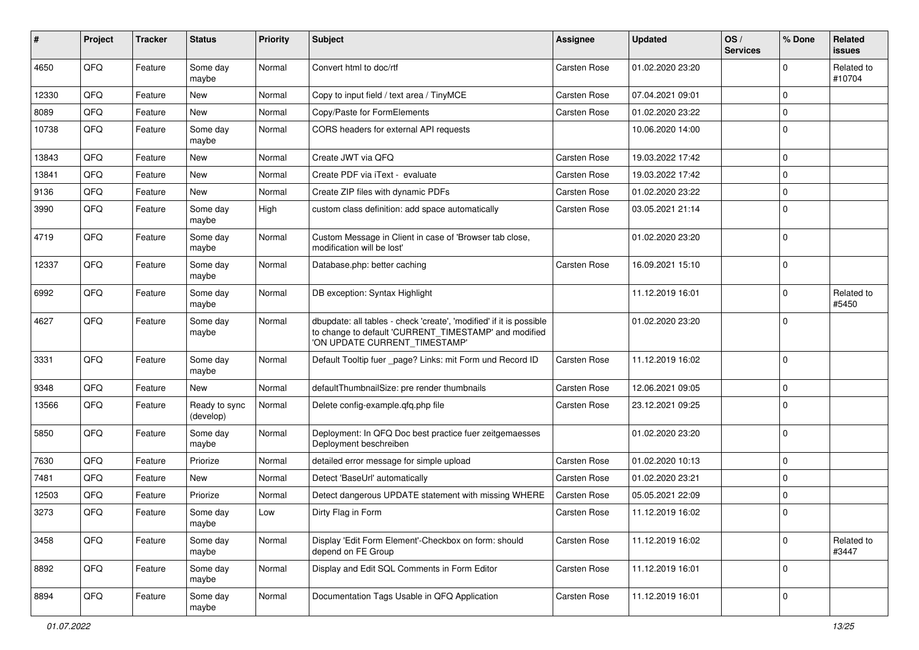| # | Project | Tracker | Status | Priority | Subject | Assignee | Updated | OS / Services | % Done | Related issues |
|---|---|---|---|---|---|---|---|---|---|---|
| 4650 | QFQ | Feature | Some day maybe | Normal | Convert html to doc/rtf | Carsten Rose | 01.02.2020 23:20 | | 0 | Related to #10704 |
| 12330 | QFQ | Feature | New | Normal | Copy to input field / text area / TinyMCE | Carsten Rose | 07.04.2021 09:01 | | 0 | |
| 8089 | QFQ | Feature | New | Normal | Copy/Paste for FormElements | Carsten Rose | 01.02.2020 23:22 | | 0 | |
| 10738 | QFQ | Feature | Some day maybe | Normal | CORS headers for external API requests | | 10.06.2020 14:00 | | 0 | |
| 13843 | QFQ | Feature | New | Normal | Create JWT via QFQ | Carsten Rose | 19.03.2022 17:42 | | 0 | |
| 13841 | QFQ | Feature | New | Normal | Create PDF via iText - evaluate | Carsten Rose | 19.03.2022 17:42 | | 0 | |
| 9136 | QFQ | Feature | New | Normal | Create ZIP files with dynamic PDFs | Carsten Rose | 01.02.2020 23:22 | | 0 | |
| 3990 | QFQ | Feature | Some day maybe | High | custom class definition: add space automatically | Carsten Rose | 03.05.2021 21:14 | | 0 | |
| 4719 | QFQ | Feature | Some day maybe | Normal | Custom Message in Client in case of 'Browser tab close, modification will be lost' | | 01.02.2020 23:20 | | 0 | |
| 12337 | QFQ | Feature | Some day maybe | Normal | Database.php: better caching | Carsten Rose | 16.09.2021 15:10 | | 0 | |
| 6992 | QFQ | Feature | Some day maybe | Normal | DB exception: Syntax Highlight | | 11.12.2019 16:01 | | 0 | Related to #5450 |
| 4627 | QFQ | Feature | Some day maybe | Normal | dbupdate: all tables - check 'create', 'modified' if it is possible to change to default 'CURRENT_TIMESTAMP' and modified 'ON UPDATE CURRENT_TIMESTAMP' | | 01.02.2020 23:20 | | 0 | |
| 3331 | QFQ | Feature | Some day maybe | Normal | Default Tooltip fuer _page? Links: mit Form und Record ID | Carsten Rose | 11.12.2019 16:02 | | 0 | |
| 9348 | QFQ | Feature | New | Normal | defaultThumbnailSize: pre render thumbnails | Carsten Rose | 12.06.2021 09:05 | | 0 | |
| 13566 | QFQ | Feature | Ready to sync (develop) | Normal | Delete config-example.qfq.php file | Carsten Rose | 23.12.2021 09:25 | | 0 | |
| 5850 | QFQ | Feature | Some day maybe | Normal | Deployment: In QFQ Doc best practice fuer zeitgemaesses Deployment beschreiben | | 01.02.2020 23:20 | | 0 | |
| 7630 | QFQ | Feature | Priorize | Normal | detailed error message for simple upload | Carsten Rose | 01.02.2020 10:13 | | 0 | |
| 7481 | QFQ | Feature | New | Normal | Detect 'BaseUrl' automatically | Carsten Rose | 01.02.2020 23:21 | | 0 | |
| 12503 | QFQ | Feature | Priorize | Normal | Detect dangerous UPDATE statement with missing WHERE | Carsten Rose | 05.05.2021 22:09 | | 0 | |
| 3273 | QFQ | Feature | Some day maybe | Low | Dirty Flag in Form | Carsten Rose | 11.12.2019 16:02 | | 0 | |
| 3458 | QFQ | Feature | Some day maybe | Normal | Display 'Edit Form Element'-Checkbox on form: should depend on FE Group | Carsten Rose | 11.12.2019 16:02 | | 0 | Related to #3447 |
| 8892 | QFQ | Feature | Some day maybe | Normal | Display and Edit SQL Comments in Form Editor | Carsten Rose | 11.12.2019 16:01 | | 0 | |
| 8894 | QFQ | Feature | Some day maybe | Normal | Documentation Tags Usable in QFQ Application | Carsten Rose | 11.12.2019 16:01 | | 0 | |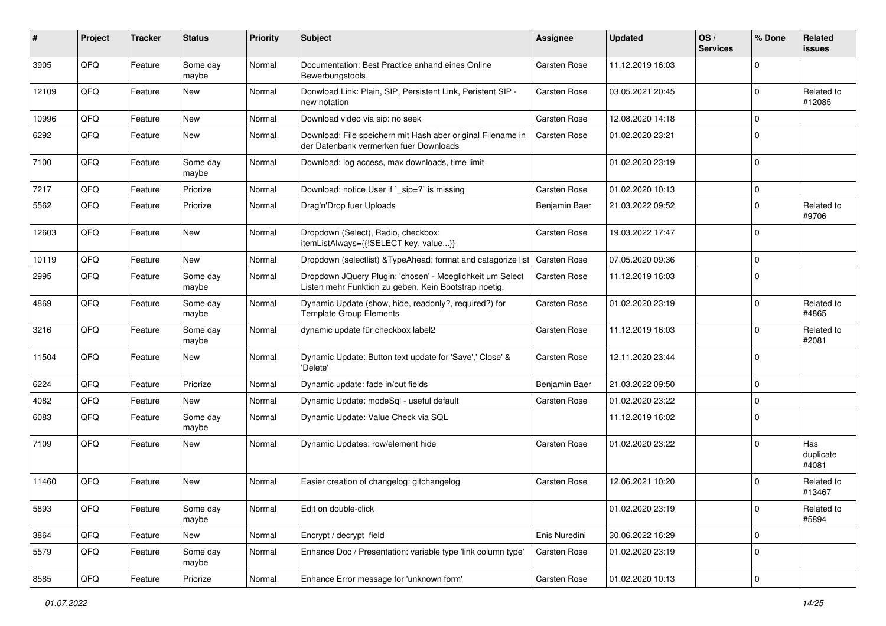| # | Project | Tracker | Status | Priority | Subject | Assignee | Updated | OS / Services | % Done | Related issues |
|---|---|---|---|---|---|---|---|---|---|---|
| 3905 | QFQ | Feature | Some day maybe | Normal | Documentation: Best Practice anhand eines Online Bewerbungstools | Carsten Rose | 11.12.2019 16:03 | | 0 | |
| 12109 | QFQ | Feature | New | Normal | Donwload Link: Plain, SIP, Persistent Link, Peristent SIP - new notation | Carsten Rose | 03.05.2021 20:45 | | 0 | Related to #12085 |
| 10996 | QFQ | Feature | New | Normal | Download video via sip: no seek | Carsten Rose | 12.08.2020 14:18 | | 0 | |
| 6292 | QFQ | Feature | New | Normal | Download: File speichern mit Hash aber original Filename in der Datenbank vermerken fuer Downloads | Carsten Rose | 01.02.2020 23:21 | | 0 | |
| 7100 | QFQ | Feature | Some day maybe | Normal | Download: log access, max downloads, time limit | | 01.02.2020 23:19 | | 0 | |
| 7217 | QFQ | Feature | Priorize | Normal | Download: notice User if `_sip=?` is missing | Carsten Rose | 01.02.2020 10:13 | | 0 | |
| 5562 | QFQ | Feature | Priorize | Normal | Drag'n'Drop fuer Uploads | Benjamin Baer | 21.03.2022 09:52 | | 0 | Related to #9706 |
| 12603 | QFQ | Feature | New | Normal | Dropdown (Select), Radio, checkbox: itemListAlways={{!SELECT key, value...}} | Carsten Rose | 19.03.2022 17:47 | | 0 | |
| 10119 | QFQ | Feature | New | Normal | Dropdown (selectlist) &TypeAhead: format and catagorize list | Carsten Rose | 07.05.2020 09:36 | | 0 | |
| 2995 | QFQ | Feature | Some day maybe | Normal | Dropdown JQuery Plugin: 'chosen' - Moeglichkeit um Select Listen mehr Funktion zu geben. Kein Bootstrap noetig. | Carsten Rose | 11.12.2019 16:03 | | 0 | |
| 4869 | QFQ | Feature | Some day maybe | Normal | Dynamic Update (show, hide, readonly?, required?) for Template Group Elements | Carsten Rose | 01.02.2020 23:19 | | 0 | Related to #4865 |
| 3216 | QFQ | Feature | Some day maybe | Normal | dynamic update für checkbox label2 | Carsten Rose | 11.12.2019 16:03 | | 0 | Related to #2081 |
| 11504 | QFQ | Feature | New | Normal | Dynamic Update: Button text update for 'Save',' Close' & 'Delete' | Carsten Rose | 12.11.2020 23:44 | | 0 | |
| 6224 | QFQ | Feature | Priorize | Normal | Dynamic update: fade in/out fields | Benjamin Baer | 21.03.2022 09:50 | | 0 | |
| 4082 | QFQ | Feature | New | Normal | Dynamic Update: modeSql - useful default | Carsten Rose | 01.02.2020 23:22 | | 0 | |
| 6083 | QFQ | Feature | Some day maybe | Normal | Dynamic Update: Value Check via SQL | | 11.12.2019 16:02 | | 0 | |
| 7109 | QFQ | Feature | New | Normal | Dynamic Updates: row/element hide | Carsten Rose | 01.02.2020 23:22 | | 0 | Has duplicate #4081 |
| 11460 | QFQ | Feature | New | Normal | Easier creation of changelog: gitchangelog | Carsten Rose | 12.06.2021 10:20 | | 0 | Related to #13467 |
| 5893 | QFQ | Feature | Some day maybe | Normal | Edit on double-click | | 01.02.2020 23:19 | | 0 | Related to #5894 |
| 3864 | QFQ | Feature | New | Normal | Encrypt / decrypt field | Enis Nuredini | 30.06.2022 16:29 | | 0 | |
| 5579 | QFQ | Feature | Some day maybe | Normal | Enhance Doc / Presentation: variable type 'link column type' | Carsten Rose | 01.02.2020 23:19 | | 0 | |
| 8585 | QFQ | Feature | Priorize | Normal | Enhance Error message for 'unknown form' | Carsten Rose | 01.02.2020 10:13 | | 0 | |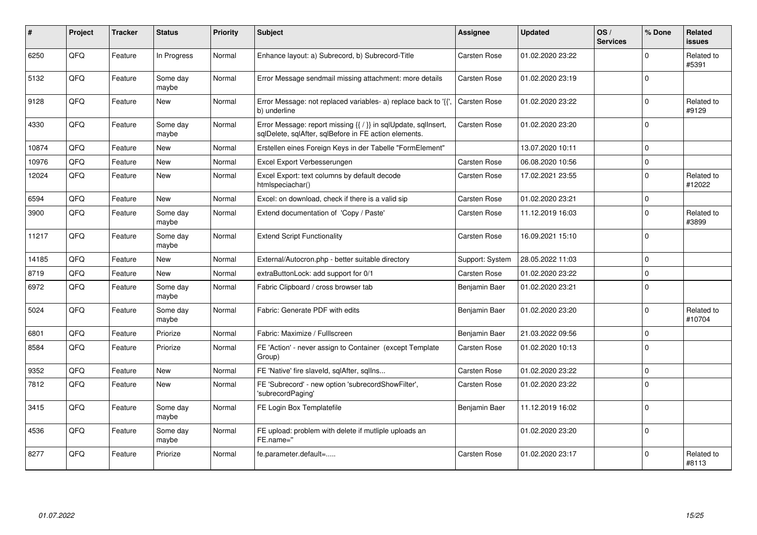| # | Project | Tracker | Status | Priority | Subject | Assignee | Updated | OS / Services | % Done | Related issues |
|---|---|---|---|---|---|---|---|---|---|---|
| 6250 | QFQ | Feature | In Progress | Normal | Enhance layout: a) Subrecord, b) Subrecord-Title | Carsten Rose | 01.02.2020 23:22 | | 0 | Related to #5391 |
| 5132 | QFQ | Feature | Some day maybe | Normal | Error Message sendmail missing attachment: more details | Carsten Rose | 01.02.2020 23:19 | | 0 | |
| 9128 | QFQ | Feature | New | Normal | Error Message: not replaced variables- a) replace back to '{{', b) underline | Carsten Rose | 01.02.2020 23:22 | | 0 | Related to #9129 |
| 4330 | QFQ | Feature | Some day maybe | Normal | Error Message: report missing {{ / }} in sqlUpdate, sqlInsert, sqlDelete, sqlAfter, sqlBefore in FE action elements. | Carsten Rose | 01.02.2020 23:20 | | 0 | |
| 10874 | QFQ | Feature | New | Normal | Erstellen eines Foreign Keys in der Tabelle "FormElement" | | 13.07.2020 10:11 | | 0 | |
| 10976 | QFQ | Feature | New | Normal | Excel Export Verbesserungen | Carsten Rose | 06.08.2020 10:56 | | 0 | |
| 12024 | QFQ | Feature | New | Normal | Excel Export: text columns by default decode htmlspeciachar() | Carsten Rose | 17.02.2021 23:55 | | 0 | Related to #12022 |
| 6594 | QFQ | Feature | New | Normal | Excel: on download, check if there is a valid sip | Carsten Rose | 01.02.2020 23:21 | | 0 | |
| 3900 | QFQ | Feature | Some day maybe | Normal | Extend documentation of 'Copy / Paste' | Carsten Rose | 11.12.2019 16:03 | | 0 | Related to #3899 |
| 11217 | QFQ | Feature | Some day maybe | Normal | Extend Script Functionality | Carsten Rose | 16.09.2021 15:10 | | 0 | |
| 14185 | QFQ | Feature | New | Normal | External/Autocron.php - better suitable directory | Support: System | 28.05.2022 11:03 | | 0 | |
| 8719 | QFQ | Feature | New | Normal | extraButtonLock: add support for 0/1 | Carsten Rose | 01.02.2020 23:22 | | 0 | |
| 6972 | QFQ | Feature | Some day maybe | Normal | Fabric Clipboard / cross browser tab | Benjamin Baer | 01.02.2020 23:21 | | 0 | |
| 5024 | QFQ | Feature | Some day maybe | Normal | Fabric: Generate PDF with edits | Benjamin Baer | 01.02.2020 23:20 | | 0 | Related to #10704 |
| 6801 | QFQ | Feature | Priorize | Normal | Fabric: Maximize / Fulllscreen | Benjamin Baer | 21.03.2022 09:56 | | 0 | |
| 8584 | QFQ | Feature | Priorize | Normal | FE 'Action' - never assign to Container (except Template Group) | Carsten Rose | 01.02.2020 10:13 | | 0 | |
| 9352 | QFQ | Feature | New | Normal | FE 'Native' fire slaveId, sqlAfter, sqlIns... | Carsten Rose | 01.02.2020 23:22 | | 0 | |
| 7812 | QFQ | Feature | New | Normal | FE 'Subrecord' - new option 'subrecordShowFilter', 'subrecordPaging' | Carsten Rose | 01.02.2020 23:22 | | 0 | |
| 3415 | QFQ | Feature | Some day maybe | Normal | FE Login Box Templatefile | Benjamin Baer | 11.12.2019 16:02 | | 0 | |
| 4536 | QFQ | Feature | Some day maybe | Normal | FE upload: problem with delete if mutliple uploads an FE.name=" | | 01.02.2020 23:20 | | 0 | |
| 8277 | QFQ | Feature | Priorize | Normal | fe.parameter.default=..... | Carsten Rose | 01.02.2020 23:17 | | 0 | Related to #8113 |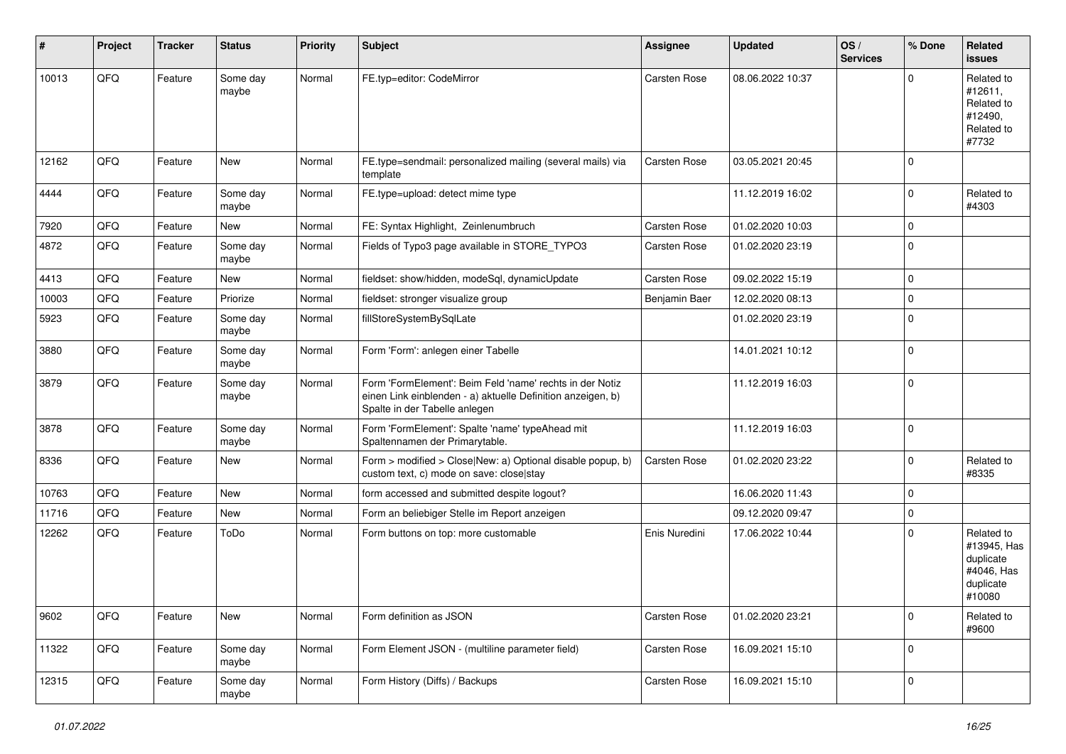| # | Project | Tracker | Status | Priority | Subject | Assignee | Updated | OS / Services | % Done | Related issues |
|---|---|---|---|---|---|---|---|---|---|---|
| 10013 | QFQ | Feature | Some day maybe | Normal | FE.typ=editor: CodeMirror | Carsten Rose | 08.06.2022 10:37 | | 0 | Related to #12611, Related to #12490, Related to #7732 |
| 12162 | QFQ | Feature | New | Normal | FE.type=sendmail: personalized mailing (several mails) via template | Carsten Rose | 03.05.2021 20:45 | | 0 | |
| 4444 | QFQ | Feature | Some day maybe | Normal | FE.type=upload: detect mime type | | 11.12.2019 16:02 | | 0 | Related to #4303 |
| 7920 | QFQ | Feature | New | Normal | FE: Syntax Highlight, Zeinlenumbruch | Carsten Rose | 01.02.2020 10:03 | | 0 | |
| 4872 | QFQ | Feature | Some day maybe | Normal | Fields of Typo3 page available in STORE_TYPO3 | Carsten Rose | 01.02.2020 23:19 | | 0 | |
| 4413 | QFQ | Feature | New | Normal | fieldset: show/hidden, modeSql, dynamicUpdate | Carsten Rose | 09.02.2022 15:19 | | 0 | |
| 10003 | QFQ | Feature | Priorize | Normal | fieldset: stronger visualize group | Benjamin Baer | 12.02.2020 08:13 | | 0 | |
| 5923 | QFQ | Feature | Some day maybe | Normal | fillStoreSystemBySqlLate | | 01.02.2020 23:19 | | 0 | |
| 3880 | QFQ | Feature | Some day maybe | Normal | Form 'Form': anlegen einer Tabelle | | 14.01.2021 10:12 | | 0 | |
| 3879 | QFQ | Feature | Some day maybe | Normal | Form 'FormElement': Beim Feld 'name' rechts in der Notiz einen Link einblenden - a) aktuelle Definition anzeigen, b) Spalte in der Tabelle anlegen | | 11.12.2019 16:03 | | 0 | |
| 3878 | QFQ | Feature | Some day maybe | Normal | Form 'FormElement': Spalte 'name' typeAhead mit Spaltennamen der Primarytable. | | 11.12.2019 16:03 | | 0 | |
| 8336 | QFQ | Feature | New | Normal | Form > modified > Close\|New: a) Optional disable popup, b) custom text, c) mode on save: close\|stay | Carsten Rose | 01.02.2020 23:22 | | 0 | Related to #8335 |
| 10763 | QFQ | Feature | New | Normal | form accessed and submitted despite logout? | | 16.06.2020 11:43 | | 0 | |
| 11716 | QFQ | Feature | New | Normal | Form an beliebiger Stelle im Report anzeigen | | 09.12.2020 09:47 | | 0 | |
| 12262 | QFQ | Feature | ToDo | Normal | Form buttons on top: more customable | Enis Nuredini | 17.06.2022 10:44 | | 0 | Related to #13945, Has duplicate #4046, Has duplicate #10080 |
| 9602 | QFQ | Feature | New | Normal | Form definition as JSON | Carsten Rose | 01.02.2020 23:21 | | 0 | Related to #9600 |
| 11322 | QFQ | Feature | Some day maybe | Normal | Form Element JSON - (multiline parameter field) | Carsten Rose | 16.09.2021 15:10 | | 0 | |
| 12315 | QFQ | Feature | Some day maybe | Normal | Form History (Diffs) / Backups | Carsten Rose | 16.09.2021 15:10 | | 0 | |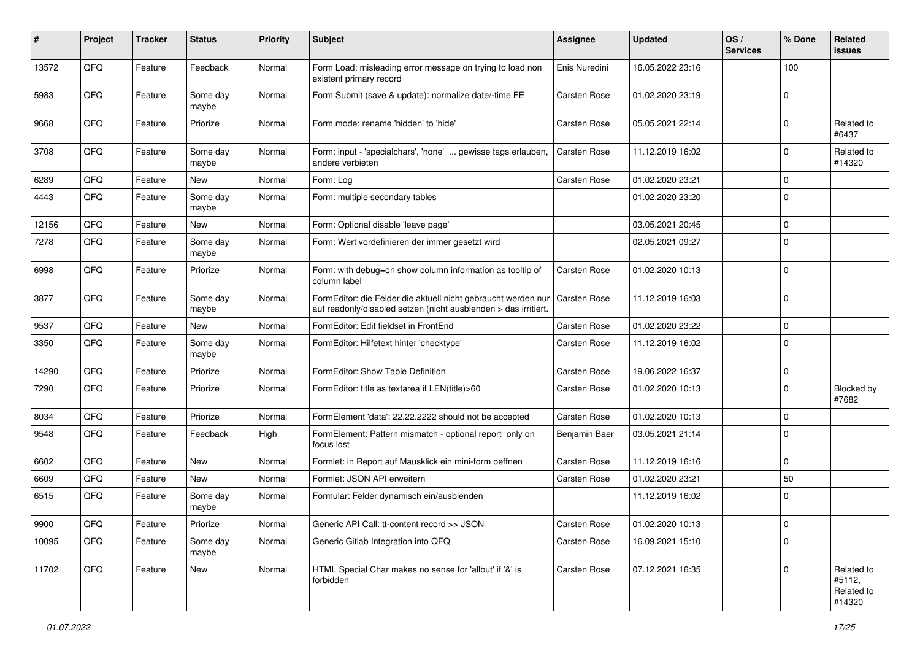| # | Project | Tracker | Status | Priority | Subject | Assignee | Updated | OS / Services | % Done | Related issues |
|---|---|---|---|---|---|---|---|---|---|---|
| 13572 | QFQ | Feature | Feedback | Normal | Form Load: misleading error message on trying to load non existent primary record | Enis Nuredini | 16.05.2022 23:16 | | 100 | |
| 5983 | QFQ | Feature | Some day maybe | Normal | Form Submit (save & update): normalize date/-time FE | Carsten Rose | 01.02.2020 23:19 | | 0 | |
| 9668 | QFQ | Feature | Priorize | Normal | Form.mode: rename 'hidden' to 'hide' | Carsten Rose | 05.05.2021 22:14 | | 0 | Related to #6437 |
| 3708 | QFQ | Feature | Some day maybe | Normal | Form: input - 'specialchars', 'none' ... gewisse tags erlauben, andere verbieten | Carsten Rose | 11.12.2019 16:02 | | 0 | Related to #14320 |
| 6289 | QFQ | Feature | New | Normal | Form: Log | Carsten Rose | 01.02.2020 23:21 | | 0 | |
| 4443 | QFQ | Feature | Some day maybe | Normal | Form: multiple secondary tables | | 01.02.2020 23:20 | | 0 | |
| 12156 | QFQ | Feature | New | Normal | Form: Optional disable 'leave page' | | 03.05.2021 20:45 | | 0 | |
| 7278 | QFQ | Feature | Some day maybe | Normal | Form: Wert vordefinieren der immer gesetzt wird | | 02.05.2021 09:27 | | 0 | |
| 6998 | QFQ | Feature | Priorize | Normal | Form: with debug=on show column information as tooltip of column label | Carsten Rose | 01.02.2020 10:13 | | 0 | |
| 3877 | QFQ | Feature | Some day maybe | Normal | FormEditor: die Felder die aktuell nicht gebraucht werden nur auf readonly/disabled setzen (nicht ausblenden > das irritiert. | Carsten Rose | 11.12.2019 16:03 | | 0 | |
| 9537 | QFQ | Feature | New | Normal | FormEditor: Edit fieldset in FrontEnd | Carsten Rose | 01.02.2020 23:22 | | 0 | |
| 3350 | QFQ | Feature | Some day maybe | Normal | FormEditor: Hilfetext hinter 'checktype' | Carsten Rose | 11.12.2019 16:02 | | 0 | |
| 14290 | QFQ | Feature | Priorize | Normal | FormEditor: Show Table Definition | Carsten Rose | 19.06.2022 16:37 | | 0 | |
| 7290 | QFQ | Feature | Priorize | Normal | FormEditor: title as textarea if LEN(title)>60 | Carsten Rose | 01.02.2020 10:13 | | 0 | Blocked by #7682 |
| 8034 | QFQ | Feature | Priorize | Normal | FormElement 'data': 22.22.2222 should not be accepted | Carsten Rose | 01.02.2020 10:13 | | 0 | |
| 9548 | QFQ | Feature | Feedback | High | FormElement: Pattern mismatch - optional report only on focus lost | Benjamin Baer | 03.05.2021 21:14 | | 0 | |
| 6602 | QFQ | Feature | New | Normal | Formlet: in Report auf Mausklick ein mini-form oeffnen | Carsten Rose | 11.12.2019 16:16 | | 0 | |
| 6609 | QFQ | Feature | New | Normal | Formlet: JSON API erweitern | Carsten Rose | 01.02.2020 23:21 | | 50 | |
| 6515 | QFQ | Feature | Some day maybe | Normal | Formular: Felder dynamisch ein/ausblenden | | 11.12.2019 16:02 | | 0 | |
| 9900 | QFQ | Feature | Priorize | Normal | Generic API Call: tt-content record >> JSON | Carsten Rose | 01.02.2020 10:13 | | 0 | |
| 10095 | QFQ | Feature | Some day maybe | Normal | Generic Gitlab Integration into QFQ | Carsten Rose | 16.09.2021 15:10 | | 0 | |
| 11702 | QFQ | Feature | New | Normal | HTML Special Char makes no sense for 'allbut' if '&' is forbidden | Carsten Rose | 07.12.2021 16:35 | | 0 | Related to #5112, Related to #14320 |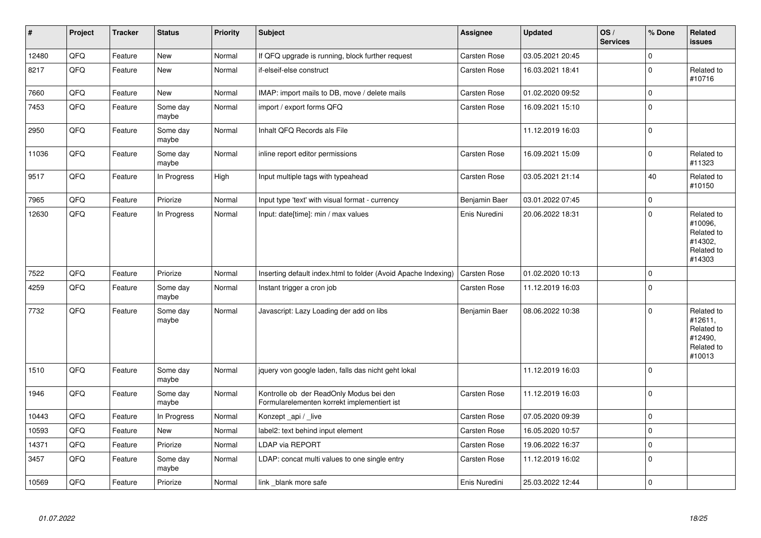| # | Project | Tracker | Status | Priority | Subject | Assignee | Updated | OS / Services | % Done | Related issues |
|---|---|---|---|---|---|---|---|---|---|---|
| 12480 | QFQ | Feature | New | Normal | If QFQ upgrade is running, block further request | Carsten Rose | 03.05.2021 20:45 | | 0 | |
| 8217 | QFQ | Feature | New | Normal | if-elseif-else construct | Carsten Rose | 16.03.2021 18:41 | | 0 | Related to #10716 |
| 7660 | QFQ | Feature | New | Normal | IMAP: import mails to DB, move / delete mails | Carsten Rose | 01.02.2020 09:52 | | 0 | |
| 7453 | QFQ | Feature | Some day maybe | Normal | import / export forms QFQ | Carsten Rose | 16.09.2021 15:10 | | 0 | |
| 2950 | QFQ | Feature | Some day maybe | Normal | Inhalt QFQ Records als File | | 11.12.2019 16:03 | | 0 | |
| 11036 | QFQ | Feature | Some day maybe | Normal | inline report editor permissions | Carsten Rose | 16.09.2021 15:09 | | 0 | Related to #11323 |
| 9517 | QFQ | Feature | In Progress | High | Input multiple tags with typeahead | Carsten Rose | 03.05.2021 21:14 | | 40 | Related to #10150 |
| 7965 | QFQ | Feature | Priorize | Normal | Input type 'text' with visual format - currency | Benjamin Baer | 03.01.2022 07:45 | | 0 | |
| 12630 | QFQ | Feature | In Progress | Normal | Input: date[time]: min / max values | Enis Nuredini | 20.06.2022 18:31 | | 0 | Related to #10096, Related to #14302, Related to #14303 |
| 7522 | QFQ | Feature | Priorize | Normal | Inserting default index.html to folder (Avoid Apache Indexing) | Carsten Rose | 01.02.2020 10:13 | | 0 | |
| 4259 | QFQ | Feature | Some day maybe | Normal | Instant trigger a cron job | Carsten Rose | 11.12.2019 16:03 | | 0 | |
| 7732 | QFQ | Feature | Some day maybe | Normal | Javascript: Lazy Loading der add on libs | Benjamin Baer | 08.06.2022 10:38 | | 0 | Related to #12611, Related to #12490, Related to #10013 |
| 1510 | QFQ | Feature | Some day maybe | Normal | jquery von google laden, falls das nicht geht lokal | | 11.12.2019 16:03 | | 0 | |
| 1946 | QFQ | Feature | Some day maybe | Normal | Kontrolle ob der ReadOnly Modus bei den Formularelementen korrekt implementiert ist | Carsten Rose | 11.12.2019 16:03 | | 0 | |
| 10443 | QFQ | Feature | In Progress | Normal | Konzept _api / _live | Carsten Rose | 07.05.2020 09:39 | | 0 | |
| 10593 | QFQ | Feature | New | Normal | label2: text behind input element | Carsten Rose | 16.05.2020 10:57 | | 0 | |
| 14371 | QFQ | Feature | Priorize | Normal | LDAP via REPORT | Carsten Rose | 19.06.2022 16:37 | | 0 | |
| 3457 | QFQ | Feature | Some day maybe | Normal | LDAP: concat multi values to one single entry | Carsten Rose | 11.12.2019 16:02 | | 0 | |
| 10569 | QFQ | Feature | Priorize | Normal | link _blank more safe | Enis Nuredini | 25.03.2022 12:44 | | 0 | |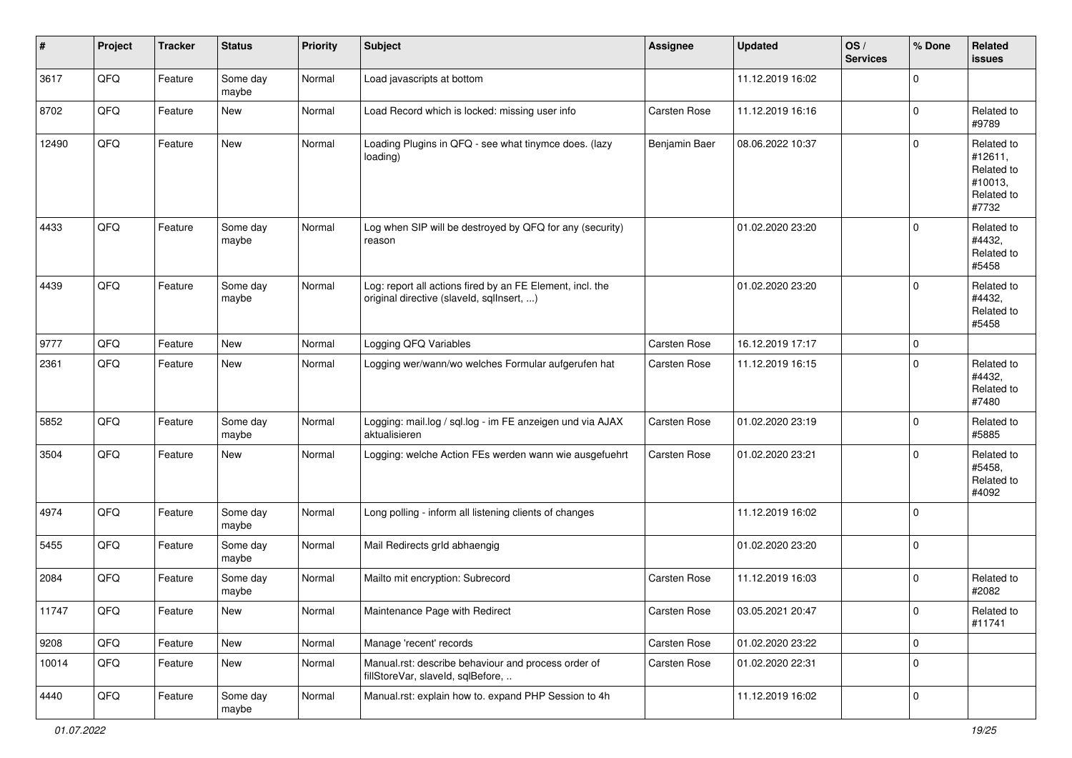| # | Project | Tracker | Status | Priority | Subject | Assignee | Updated | OS / Services | % Done | Related issues |
|---|---|---|---|---|---|---|---|---|---|---|
| 3617 | QFQ | Feature | Some day maybe | Normal | Load javascripts at bottom | | 11.12.2019 16:02 | | 0 | |
| 8702 | QFQ | Feature | New | Normal | Load Record which is locked: missing user info | Carsten Rose | 11.12.2019 16:16 | | 0 | Related to #9789 |
| 12490 | QFQ | Feature | New | Normal | Loading Plugins in QFQ - see what tinymce does. (lazy loading) | Benjamin Baer | 08.06.2022 10:37 | | 0 | Related to #12611, Related to #10013, Related to #7732 |
| 4433 | QFQ | Feature | Some day maybe | Normal | Log when SIP will be destroyed by QFQ for any (security) reason | | 01.02.2020 23:20 | | 0 | Related to #4432, Related to #5458 |
| 4439 | QFQ | Feature | Some day maybe | Normal | Log: report all actions fired by an FE Element, incl. the original directive (slaveId, sqlInsert, ...) | | 01.02.2020 23:20 | | 0 | Related to #4432, Related to #5458 |
| 9777 | QFQ | Feature | New | Normal | Logging QFQ Variables | Carsten Rose | 16.12.2019 17:17 | | 0 | |
| 2361 | QFQ | Feature | New | Normal | Logging wer/wann/wo welches Formular aufgerufen hat | Carsten Rose | 11.12.2019 16:15 | | 0 | Related to #4432, Related to #7480 |
| 5852 | QFQ | Feature | Some day maybe | Normal | Logging: mail.log / sql.log - im FE anzeigen und via AJAX aktualisieren | Carsten Rose | 01.02.2020 23:19 | | 0 | Related to #5885 |
| 3504 | QFQ | Feature | New | Normal | Logging: welche Action FEs werden wann wie ausgefuehrt | Carsten Rose | 01.02.2020 23:21 | | 0 | Related to #5458, Related to #4092 |
| 4974 | QFQ | Feature | Some day maybe | Normal | Long polling - inform all listening clients of changes | | 11.12.2019 16:02 | | 0 | |
| 5455 | QFQ | Feature | Some day maybe | Normal | Mail Redirects grId abhaengig | | 01.02.2020 23:20 | | 0 | |
| 2084 | QFQ | Feature | Some day maybe | Normal | Mailto mit encryption: Subrecord | Carsten Rose | 11.12.2019 16:03 | | 0 | Related to #2082 |
| 11747 | QFQ | Feature | New | Normal | Maintenance Page with Redirect | Carsten Rose | 03.05.2021 20:47 | | 0 | Related to #11741 |
| 9208 | QFQ | Feature | New | Normal | Manage 'recent' records | Carsten Rose | 01.02.2020 23:22 | | 0 | |
| 10014 | QFQ | Feature | New | Normal | Manual.rst: describe behaviour and process order of fillStoreVar, slaveId, sqlBefore, .. | Carsten Rose | 01.02.2020 22:31 | | 0 | |
| 4440 | QFQ | Feature | Some day maybe | Normal | Manual.rst: explain how to. expand PHP Session to 4h | | 11.12.2019 16:02 | | 0 | |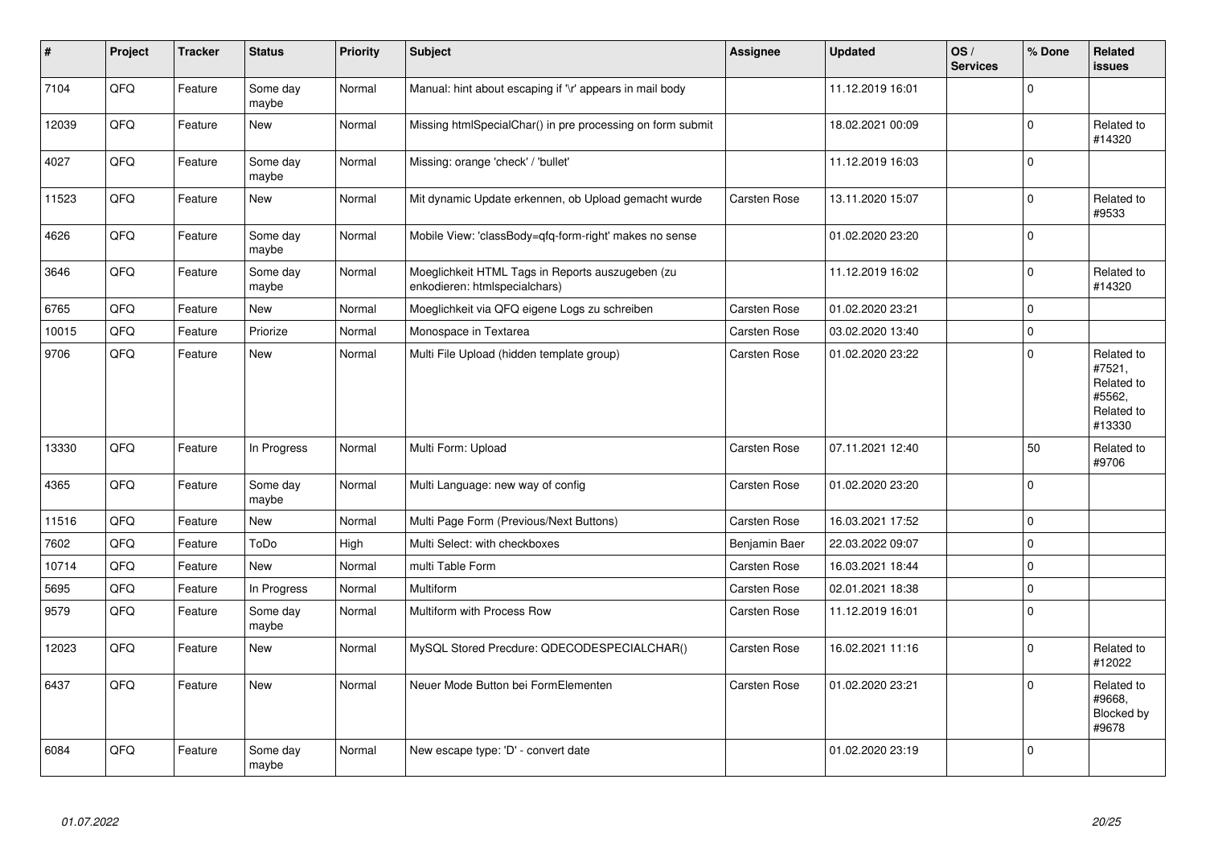| # | Project | Tracker | Status | Priority | Subject | Assignee | Updated | OS / Services | % Done | Related issues |
|---|---|---|---|---|---|---|---|---|---|---|
| 7104 | QFQ | Feature | Some day maybe | Normal | Manual: hint about escaping if '\r' appears in mail body | | 11.12.2019 16:01 | | 0 | |
| 12039 | QFQ | Feature | New | Normal | Missing htmlSpecialChar() in pre processing on form submit | | 18.02.2021 00:09 | | 0 | Related to #14320 |
| 4027 | QFQ | Feature | Some day maybe | Normal | Missing: orange 'check' / 'bullet' | | 11.12.2019 16:03 | | 0 | |
| 11523 | QFQ | Feature | New | Normal | Mit dynamic Update erkennen, ob Upload gemacht wurde | Carsten Rose | 13.11.2020 15:07 | | 0 | Related to #9533 |
| 4626 | QFQ | Feature | Some day maybe | Normal | Mobile View: 'classBody=qfq-form-right' makes no sense | | 01.02.2020 23:20 | | 0 | |
| 3646 | QFQ | Feature | Some day maybe | Normal | Moeglichkeit HTML Tags in Reports auszugeben (zu enkodieren: htmlspecialchars) | | 11.12.2019 16:02 | | 0 | Related to #14320 |
| 6765 | QFQ | Feature | New | Normal | Moeglichkeit via QFQ eigene Logs zu schreiben | Carsten Rose | 01.02.2020 23:21 | | 0 | |
| 10015 | QFQ | Feature | Priorize | Normal | Monospace in Textarea | Carsten Rose | 03.02.2020 13:40 | | 0 | |
| 9706 | QFQ | Feature | New | Normal | Multi File Upload (hidden template group) | Carsten Rose | 01.02.2020 23:22 | | 0 | Related to #7521, Related to #5562, Related to #13330 |
| 13330 | QFQ | Feature | In Progress | Normal | Multi Form: Upload | Carsten Rose | 07.11.2021 12:40 | | 50 | Related to #9706 |
| 4365 | QFQ | Feature | Some day maybe | Normal | Multi Language: new way of config | Carsten Rose | 01.02.2020 23:20 | | 0 | |
| 11516 | QFQ | Feature | New | Normal | Multi Page Form (Previous/Next Buttons) | Carsten Rose | 16.03.2021 17:52 | | 0 | |
| 7602 | QFQ | Feature | ToDo | High | Multi Select: with checkboxes | Benjamin Baer | 22.03.2022 09:07 | | 0 | |
| 10714 | QFQ | Feature | New | Normal | multi Table Form | Carsten Rose | 16.03.2021 18:44 | | 0 | |
| 5695 | QFQ | Feature | In Progress | Normal | Multiform | Carsten Rose | 02.01.2021 18:38 | | 0 | |
| 9579 | QFQ | Feature | Some day maybe | Normal | Multiform with Process Row | Carsten Rose | 11.12.2019 16:01 | | 0 | |
| 12023 | QFQ | Feature | New | Normal | MySQL Stored Precdure: QDECODESPECIALCHAR() | Carsten Rose | 16.02.2021 11:16 | | 0 | Related to #12022 |
| 6437 | QFQ | Feature | New | Normal | Neuer Mode Button bei FormElementen | Carsten Rose | 01.02.2020 23:21 | | 0 | Related to #9668, Blocked by #9678 |
| 6084 | QFQ | Feature | Some day maybe | Normal | New escape type: 'D' - convert date | | 01.02.2020 23:19 | | 0 | |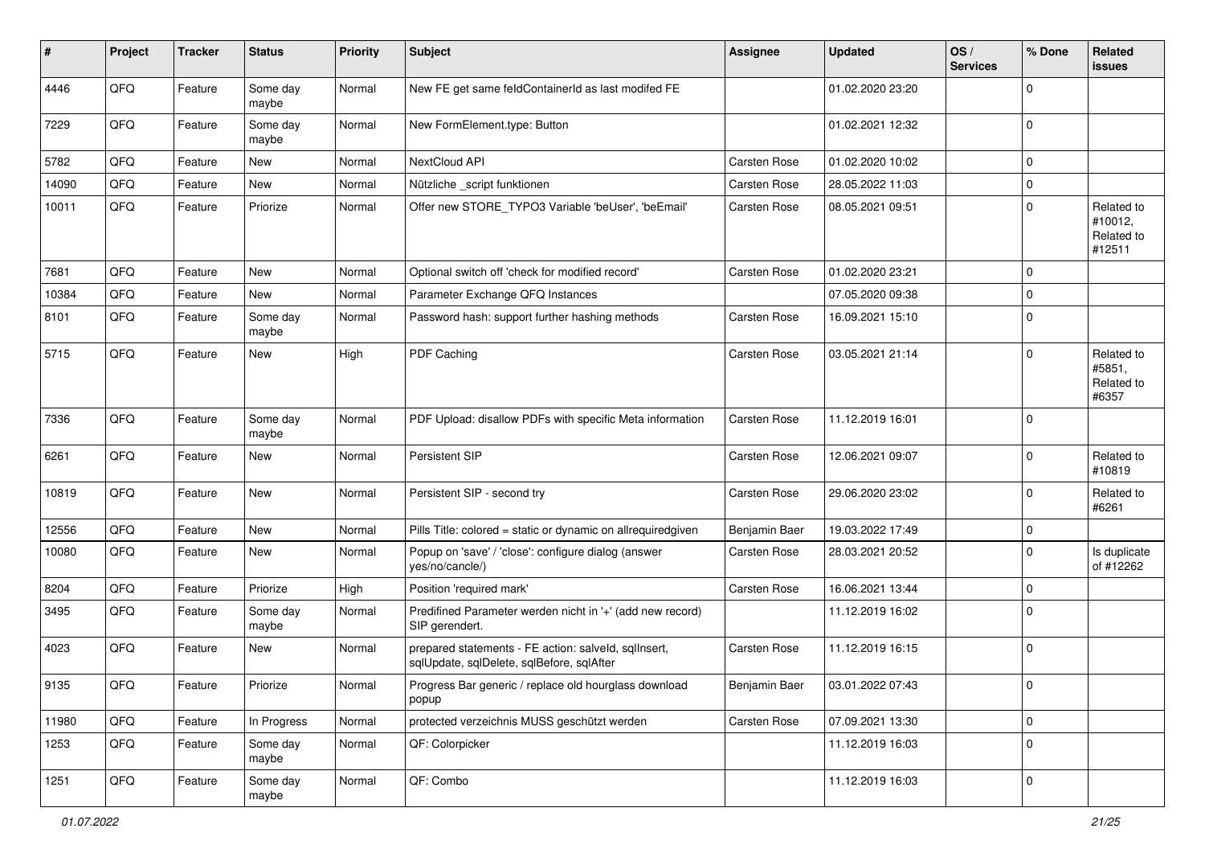| # | Project | Tracker | Status | Priority | Subject | Assignee | Updated | OS / Services | % Done | Related issues |
|---|---|---|---|---|---|---|---|---|---|---|
| 4446 | QFQ | Feature | Some day maybe | Normal | New FE get same feldContainerId as last modifed FE | | 01.02.2020 23:20 | | 0 | |
| 7229 | QFQ | Feature | Some day maybe | Normal | New FormElement.type: Button | | 01.02.2021 12:32 | | 0 | |
| 5782 | QFQ | Feature | New | Normal | NextCloud API | Carsten Rose | 01.02.2020 10:02 | | 0 | |
| 14090 | QFQ | Feature | New | Normal | Nützliche _script funktionen | Carsten Rose | 28.05.2022 11:03 | | 0 | |
| 10011 | QFQ | Feature | Priorize | Normal | Offer new STORE_TYPO3 Variable 'beUser', 'beEmail' | Carsten Rose | 08.05.2021 09:51 | | 0 | Related to #10012, Related to #12511 |
| 7681 | QFQ | Feature | New | Normal | Optional switch off 'check for modified record' | Carsten Rose | 01.02.2020 23:21 | | 0 | |
| 10384 | QFQ | Feature | New | Normal | Parameter Exchange QFQ Instances | | 07.05.2020 09:38 | | 0 | |
| 8101 | QFQ | Feature | Some day maybe | Normal | Password hash: support further hashing methods | Carsten Rose | 16.09.2021 15:10 | | 0 | |
| 5715 | QFQ | Feature | New | High | PDF Caching | Carsten Rose | 03.05.2021 21:14 | | 0 | Related to #5851, Related to #6357 |
| 7336 | QFQ | Feature | Some day maybe | Normal | PDF Upload: disallow PDFs with specific Meta information | Carsten Rose | 11.12.2019 16:01 | | 0 | |
| 6261 | QFQ | Feature | New | Normal | Persistent SIP | Carsten Rose | 12.06.2021 09:07 | | 0 | Related to #10819 |
| 10819 | QFQ | Feature | New | Normal | Persistent SIP - second try | Carsten Rose | 29.06.2020 23:02 | | 0 | Related to #6261 |
| 12556 | QFQ | Feature | New | Normal | Pills Title: colored = static or dynamic on allrequiredgiven | Benjamin Baer | 19.03.2022 17:49 | | 0 | |
| 10080 | QFQ | Feature | New | Normal | Popup on 'save' / 'close': configure dialog (answer yes/no/cancle/) | Carsten Rose | 28.03.2021 20:52 | | 0 | Is duplicate of #12262 |
| 8204 | QFQ | Feature | Priorize | High | Position 'required mark' | Carsten Rose | 16.06.2021 13:44 | | 0 | |
| 3495 | QFQ | Feature | Some day maybe | Normal | Predifined Parameter werden nicht in '+' (add new record) SIP gerendert. | | 11.12.2019 16:02 | | 0 | |
| 4023 | QFQ | Feature | New | Normal | prepared statements - FE action: salveld, sqlInsert, sqlUpdate, sqlDelete, sqlBefore, sqlAfter | Carsten Rose | 11.12.2019 16:15 | | 0 | |
| 9135 | QFQ | Feature | Priorize | Normal | Progress Bar generic / replace old hourglass download popup | Benjamin Baer | 03.01.2022 07:43 | | 0 | |
| 11980 | QFQ | Feature | In Progress | Normal | protected verzeichnis MUSS geschützt werden | Carsten Rose | 07.09.2021 13:30 | | 0 | |
| 1253 | QFQ | Feature | Some day maybe | Normal | QF: Colorpicker | | 11.12.2019 16:03 | | 0 | |
| 1251 | QFQ | Feature | Some day maybe | Normal | QF: Combo | | 11.12.2019 16:03 | | 0 | |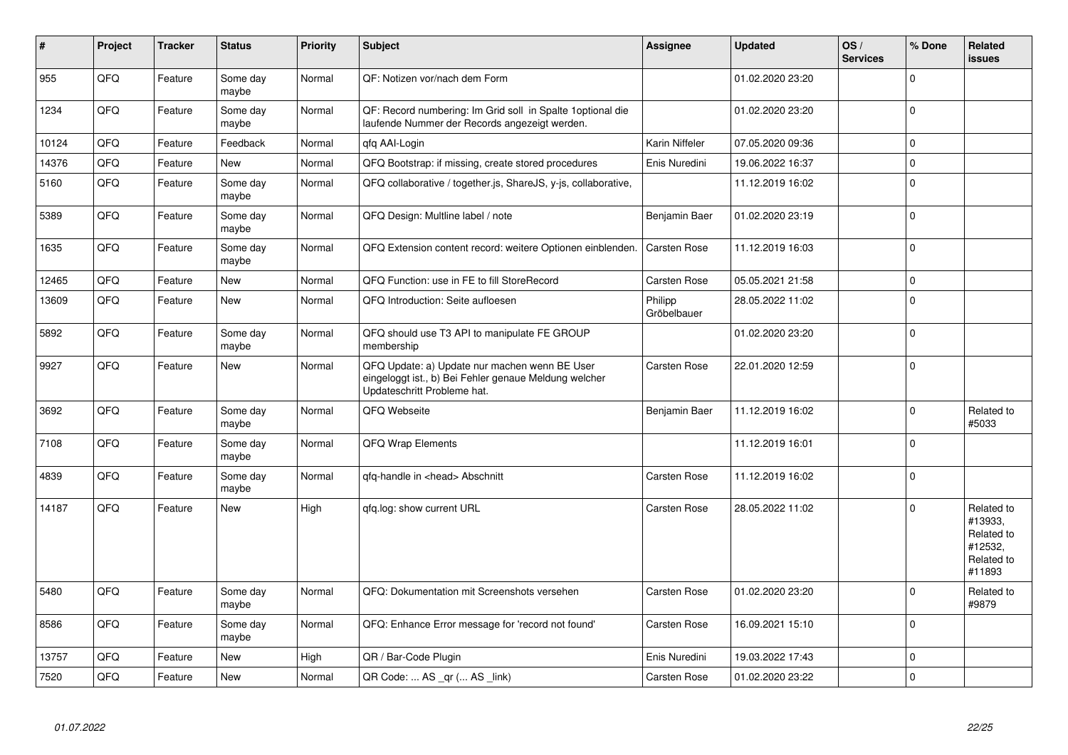| # | Project | Tracker | Status | Priority | Subject | Assignee | Updated | OS / Services | % Done | Related issues |
|---|---|---|---|---|---|---|---|---|---|---|
| 955 | QFQ | Feature | Some day maybe | Normal | QF: Notizen vor/nach dem Form | | 01.02.2020 23:20 | | 0 | |
| 1234 | QFQ | Feature | Some day maybe | Normal | QF: Record numbering: Im Grid soll in Spalte 1optional die laufende Nummer der Records angezeigt werden. | | 01.02.2020 23:20 | | 0 | |
| 10124 | QFQ | Feature | Feedback | Normal | qfq AAI-Login | Karin Niffeler | 07.05.2020 09:36 | | 0 | |
| 14376 | QFQ | Feature | New | Normal | QFQ Bootstrap: if missing, create stored procedures | Enis Nuredini | 19.06.2022 16:37 | | 0 | |
| 5160 | QFQ | Feature | Some day maybe | Normal | QFQ collaborative / together.js, ShareJS, y-js, collaborative, | | 11.12.2019 16:02 | | 0 | |
| 5389 | QFQ | Feature | Some day maybe | Normal | QFQ Design: Multline label / note | Benjamin Baer | 01.02.2020 23:19 | | 0 | |
| 1635 | QFQ | Feature | Some day maybe | Normal | QFQ Extension content record: weitere Optionen einblenden. | Carsten Rose | 11.12.2019 16:03 | | 0 | |
| 12465 | QFQ | Feature | New | Normal | QFQ Function: use in FE to fill StoreRecord | Carsten Rose | 05.05.2021 21:58 | | 0 | |
| 13609 | QFQ | Feature | New | Normal | QFQ Introduction: Seite aufloesen | Philipp Gröbelbauer | 28.05.2022 11:02 | | 0 | |
| 5892 | QFQ | Feature | Some day maybe | Normal | QFQ should use T3 API to manipulate FE GROUP membership | | 01.02.2020 23:20 | | 0 | |
| 9927 | QFQ | Feature | New | Normal | QFQ Update: a) Update nur machen wenn BE User eingeloggt ist., b) Bei Fehler genaue Meldung welcher Updateschritt Probleme hat. | Carsten Rose | 22.01.2020 12:59 | | 0 | |
| 3692 | QFQ | Feature | Some day maybe | Normal | QFQ Webseite | Benjamin Baer | 11.12.2019 16:02 | | 0 | Related to #5033 |
| 7108 | QFQ | Feature | Some day maybe | Normal | QFQ Wrap Elements | | 11.12.2019 16:01 | | 0 | |
| 4839 | QFQ | Feature | Some day maybe | Normal | qfq-handle in <head> Abschnitt | Carsten Rose | 11.12.2019 16:02 | | 0 | |
| 14187 | QFQ | Feature | New | High | qfq.log: show current URL | Carsten Rose | 28.05.2022 11:02 | | 0 | Related to #13933, Related to #12532, Related to #11893 |
| 5480 | QFQ | Feature | Some day maybe | Normal | QFQ: Dokumentation mit Screenshots versehen | Carsten Rose | 01.02.2020 23:20 | | 0 | Related to #9879 |
| 8586 | QFQ | Feature | Some day maybe | Normal | QFQ: Enhance Error message for 'record not found' | Carsten Rose | 16.09.2021 15:10 | | 0 | |
| 13757 | QFQ | Feature | New | High | QR / Bar-Code Plugin | Enis Nuredini | 19.03.2022 17:43 | | 0 | |
| 7520 | QFQ | Feature | New | Normal | QR Code: ... AS _qr ( ... AS _link) | Carsten Rose | 01.02.2020 23:22 | | 0 | |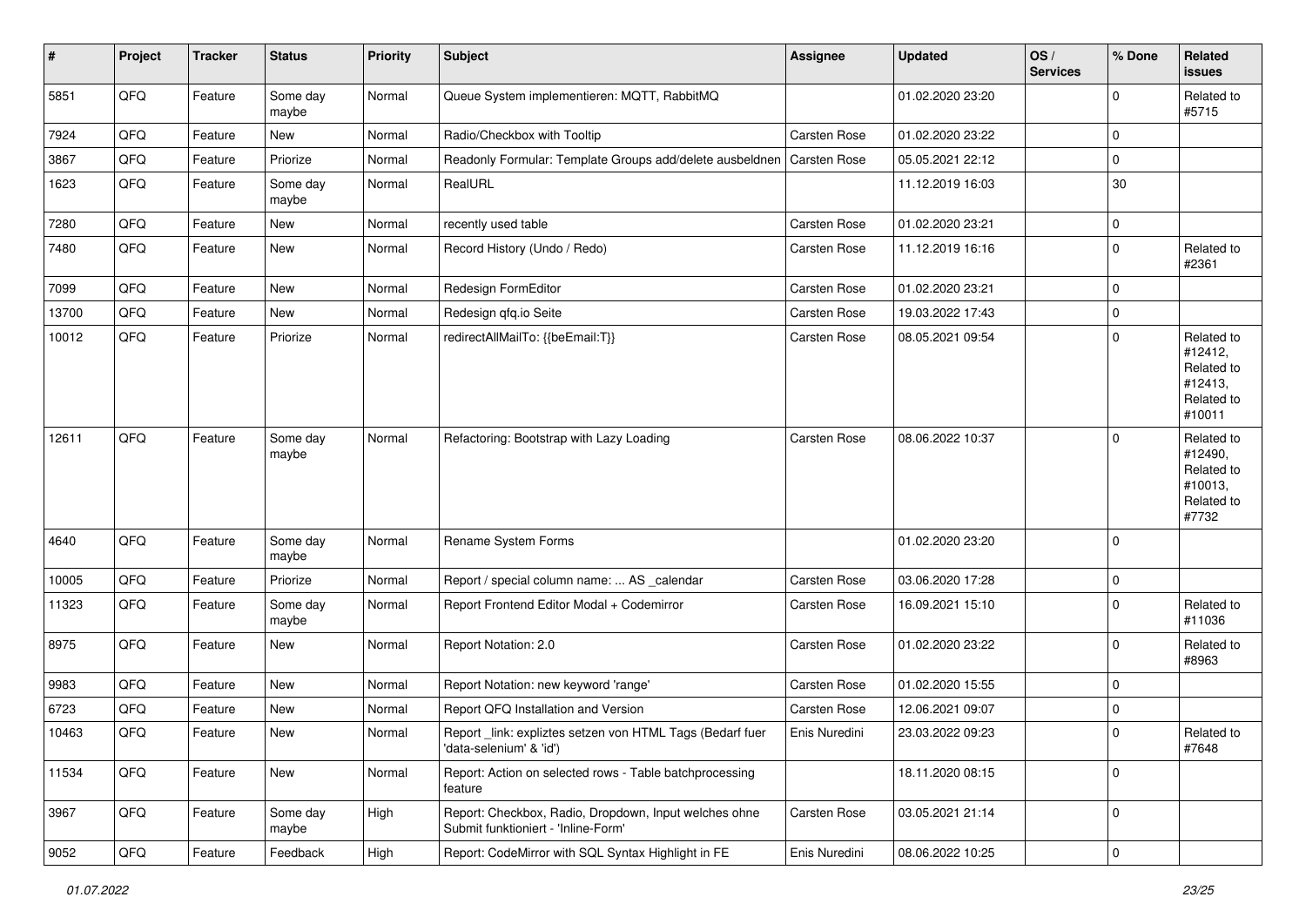| # | Project | Tracker | Status | Priority | Subject | Assignee | Updated | OS / Services | % Done | Related issues |
|---|---|---|---|---|---|---|---|---|---|---|
| 5851 | QFQ | Feature | Some day maybe | Normal | Queue System implementieren: MQTT, RabbitMQ | | 01.02.2020 23:20 | | 0 | Related to #5715 |
| 7924 | QFQ | Feature | New | Normal | Radio/Checkbox with Tooltip | Carsten Rose | 01.02.2020 23:22 | | 0 | |
| 3867 | QFQ | Feature | Priorize | Normal | Readonly Formular: Template Groups add/delete ausbeldnen | Carsten Rose | 05.05.2021 22:12 | | 0 | |
| 1623 | QFQ | Feature | Some day maybe | Normal | RealURL | | 11.12.2019 16:03 | | 30 | |
| 7280 | QFQ | Feature | New | Normal | recently used table | Carsten Rose | 01.02.2020 23:21 | | 0 | |
| 7480 | QFQ | Feature | New | Normal | Record History (Undo / Redo) | Carsten Rose | 11.12.2019 16:16 | | 0 | Related to #2361 |
| 7099 | QFQ | Feature | New | Normal | Redesign FormEditor | Carsten Rose | 01.02.2020 23:21 | | 0 | |
| 13700 | QFQ | Feature | New | Normal | Redesign qfq.io Seite | Carsten Rose | 19.03.2022 17:43 | | 0 | |
| 10012 | QFQ | Feature | Priorize | Normal | redirectAllMailTo: {{beEmail:T}} | Carsten Rose | 08.05.2021 09:54 | | 0 | Related to #12412, Related to #12413, Related to #10011 |
| 12611 | QFQ | Feature | Some day maybe | Normal | Refactoring: Bootstrap with Lazy Loading | Carsten Rose | 08.06.2022 10:37 | | 0 | Related to #12490, Related to #10013, Related to #7732 |
| 4640 | QFQ | Feature | Some day maybe | Normal | Rename System Forms | | 01.02.2020 23:20 | | 0 | |
| 10005 | QFQ | Feature | Priorize | Normal | Report / special column name: ... AS _calendar | Carsten Rose | 03.06.2020 17:28 | | 0 | |
| 11323 | QFQ | Feature | Some day maybe | Normal | Report Frontend Editor Modal + Codemirror | Carsten Rose | 16.09.2021 15:10 | | 0 | Related to #11036 |
| 8975 | QFQ | Feature | New | Normal | Report Notation: 2.0 | Carsten Rose | 01.02.2020 23:22 | | 0 | Related to #8963 |
| 9983 | QFQ | Feature | New | Normal | Report Notation: new keyword 'range' | Carsten Rose | 01.02.2020 15:55 | | 0 | |
| 6723 | QFQ | Feature | New | Normal | Report QFQ Installation and Version | Carsten Rose | 12.06.2021 09:07 | | 0 | |
| 10463 | QFQ | Feature | New | Normal | Report _link: expliztes setzen von HTML Tags (Bedarf fuer 'data-selenium' & 'id') | Enis Nuredini | 23.03.2022 09:23 | | 0 | Related to #7648 |
| 11534 | QFQ | Feature | New | Normal | Report: Action on selected rows - Table batchprocessing feature | | 18.11.2020 08:15 | | 0 | |
| 3967 | QFQ | Feature | Some day maybe | High | Report: Checkbox, Radio, Dropdown, Input welches ohne Submit funktioniert - 'Inline-Form' | Carsten Rose | 03.05.2021 21:14 | | 0 | |
| 9052 | QFQ | Feature | Feedback | High | Report: CodeMirror with SQL Syntax Highlight in FE | Enis Nuredini | 08.06.2022 10:25 | | 0 | |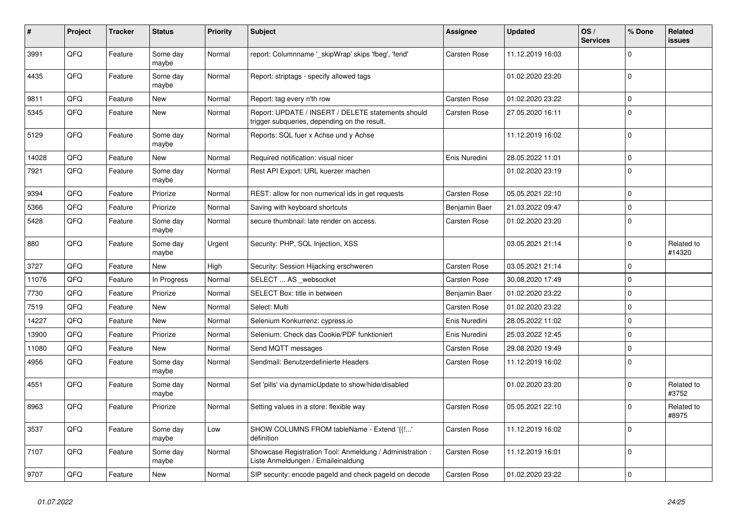| # | Project | Tracker | Status | Priority | Subject | Assignee | Updated | OS / Services | % Done | Related issues |
|---|---|---|---|---|---|---|---|---|---|---|
| 3991 | QFQ | Feature | Some day maybe | Normal | report: Columnname '_skipWrap' skips 'fbeg', 'fend' | Carsten Rose | 11.12.2019 16:03 | | 0 | |
| 4435 | QFQ | Feature | Some day maybe | Normal | Report: striptags - specify allowed tags | | 01.02.2020 23:20 | | 0 | |
| 9811 | QFQ | Feature | New | Normal | Report: tag every n'th row | Carsten Rose | 01.02.2020 23:22 | | 0 | |
| 5345 | QFQ | Feature | New | Normal | Report: UPDATE / INSERT / DELETE statements should trigger subqueries, depending on the result. | Carsten Rose | 27.05.2020 16:11 | | 0 | |
| 5129 | QFQ | Feature | Some day maybe | Normal | Reports: SQL fuer x Achse und y Achse | | 11.12.2019 16:02 | | 0 | |
| 14028 | QFQ | Feature | New | Normal | Required notification: visual nicer | Enis Nuredini | 28.05.2022 11:01 | | 0 | |
| 7921 | QFQ | Feature | Some day maybe | Normal | Rest API Export: URL kuerzer machen | | 01.02.2020 23:19 | | 0 | |
| 9394 | QFQ | Feature | Priorize | Normal | REST: allow for non numerical ids in get requests | Carsten Rose | 05.05.2021 22:10 | | 0 | |
| 5366 | QFQ | Feature | Priorize | Normal | Saving with keyboard shortcuts | Benjamin Baer | 21.03.2022 09:47 | | 0 | |
| 5428 | QFQ | Feature | Some day maybe | Normal | secure thumbnail: late render on access. | Carsten Rose | 01.02.2020 23:20 | | 0 | |
| 880 | QFQ | Feature | Some day maybe | Urgent | Security: PHP, SQL Injection, XSS | | 03.05.2021 21:14 | | 0 | Related to #14320 |
| 3727 | QFQ | Feature | New | High | Security: Session Hijacking erschweren | Carsten Rose | 03.05.2021 21:14 | | 0 | |
| 11076 | QFQ | Feature | In Progress | Normal | SELECT ... AS _websocket | Carsten Rose | 30.08.2020 17:49 | | 0 | |
| 7730 | QFQ | Feature | Priorize | Normal | SELECT Box: title in between | Benjamin Baer | 01.02.2020 23:22 | | 0 | |
| 7519 | QFQ | Feature | New | Normal | Select: Multi | Carsten Rose | 01.02.2020 23:22 | | 0 | |
| 14227 | QFQ | Feature | New | Normal | Selenium Konkurrenz: cypress.io | Enis Nuredini | 28.05.2022 11:02 | | 0 | |
| 13900 | QFQ | Feature | Priorize | Normal | Selenium: Check das Cookie/PDF funktioniert | Enis Nuredini | 25.03.2022 12:45 | | 0 | |
| 11080 | QFQ | Feature | New | Normal | Send MQTT messages | Carsten Rose | 29.08.2020 19:49 | | 0 | |
| 4956 | QFQ | Feature | Some day maybe | Normal | Sendmail: Benutzerdefinierte Headers | Carsten Rose | 11.12.2019 16:02 | | 0 | |
| 4551 | QFQ | Feature | Some day maybe | Normal | Set 'pills' via dynamicUpdate to show/hide/disabled | | 01.02.2020 23:20 | | 0 | Related to #3752 |
| 8963 | QFQ | Feature | Priorize | Normal | Setting values in a store: flexible way | Carsten Rose | 05.05.2021 22:10 | | 0 | Related to #8975 |
| 3537 | QFQ | Feature | Some day maybe | Low | SHOW COLUMNS FROM tableName - Extend '{{!...' definition | Carsten Rose | 11.12.2019 16:02 | | 0 | |
| 7107 | QFQ | Feature | Some day maybe | Normal | Showcase Registration Tool: Anmeldung / Administration : Liste Anmeldungen / Emaileinaldung | Carsten Rose | 11.12.2019 16:01 | | 0 | |
| 9707 | QFQ | Feature | New | Normal | SIP security: encode pageId and check pageId on decode | Carsten Rose | 01.02.2020 23:22 | | 0 | |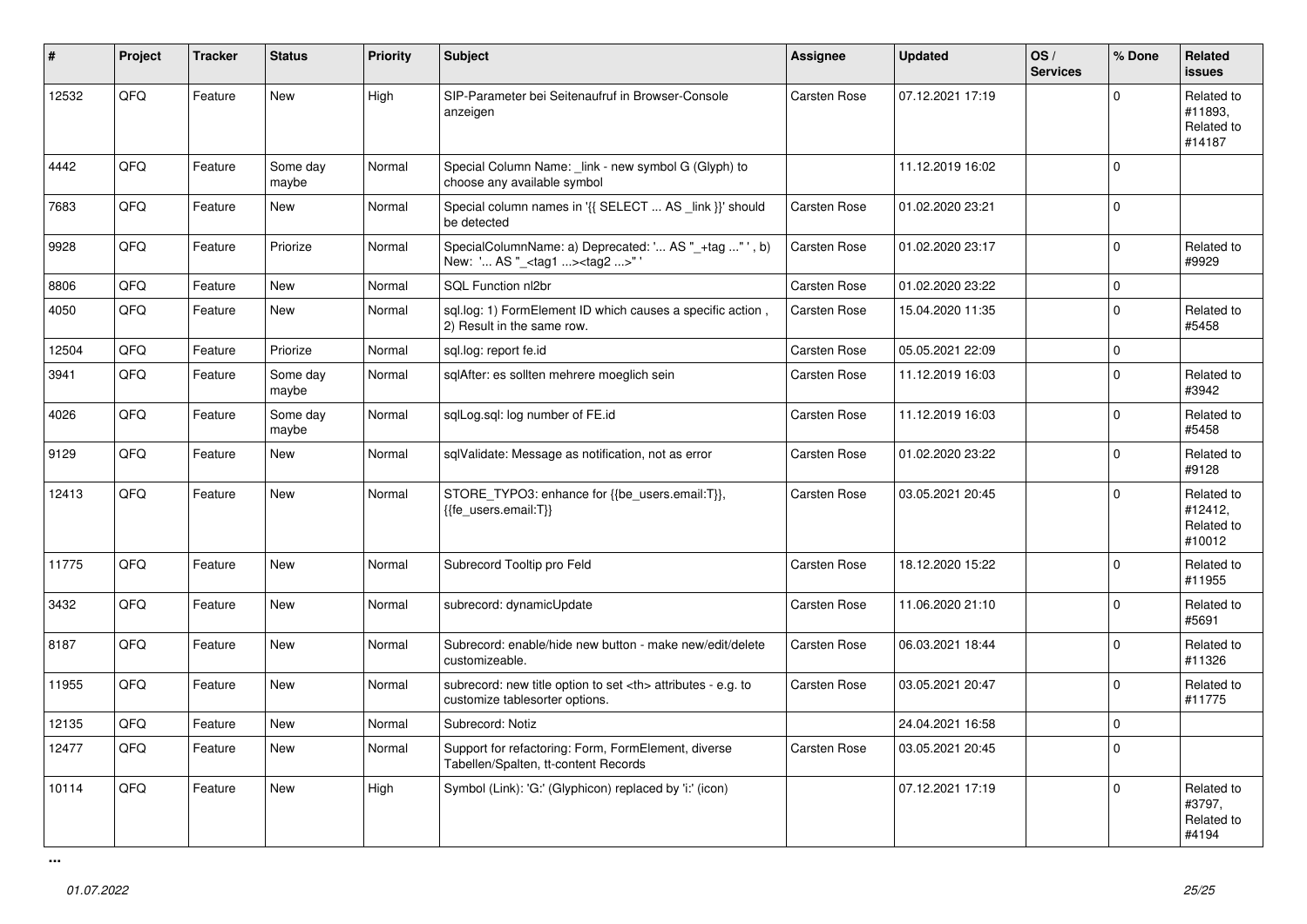| # | Project | Tracker | Status | Priority | Subject | Assignee | Updated | OS / Services | % Done | Related issues |
|---|---|---|---|---|---|---|---|---|---|---|
| 12532 | QFQ | Feature | New | High | SIP-Parameter bei Seitenaufruf in Browser-Console anzeigen | Carsten Rose | 07.12.2021 17:19 | | 0 | Related to #11893, Related to #14187 |
| 4442 | QFQ | Feature | Some day maybe | Normal | Special Column Name: _link - new symbol G (Glyph) to choose any available symbol | | 11.12.2019 16:02 | | 0 | |
| 7683 | QFQ | Feature | New | Normal | Special column names in '{{ SELECT ... AS _link }}' should be detected | Carsten Rose | 01.02.2020 23:21 | | 0 | |
| 9928 | QFQ | Feature | Priorize | Normal | SpecialColumnName: a) Deprecated: '... AS "_+tag ..." ', b) New: '... AS "_<tag1 ...><tag2 ...>" ' | Carsten Rose | 01.02.2020 23:17 | | 0 | Related to #9929 |
| 8806 | QFQ | Feature | New | Normal | SQL Function nl2br | Carsten Rose | 01.02.2020 23:22 | | 0 | |
| 4050 | QFQ | Feature | New | Normal | sql.log: 1) FormElement ID which causes a specific action , 2) Result in the same row. | Carsten Rose | 15.04.2020 11:35 | | 0 | Related to #5458 |
| 12504 | QFQ | Feature | Priorize | Normal | sql.log: report fe.id | Carsten Rose | 05.05.2021 22:09 | | 0 | |
| 3941 | QFQ | Feature | Some day maybe | Normal | sqlAfter: es sollten mehrere moeglich sein | Carsten Rose | 11.12.2019 16:03 | | 0 | Related to #3942 |
| 4026 | QFQ | Feature | Some day maybe | Normal | sqlLog.sql: log number of FE.id | Carsten Rose | 11.12.2019 16:03 | | 0 | Related to #5458 |
| 9129 | QFQ | Feature | New | Normal | sqlValidate: Message as notification, not as error | Carsten Rose | 01.02.2020 23:22 | | 0 | Related to #9128 |
| 12413 | QFQ | Feature | New | Normal | STORE_TYPO3: enhance for {{be_users.email:T}}, {{fe_users.email:T}} | Carsten Rose | 03.05.2021 20:45 | | 0 | Related to #12412, Related to #10012 |
| 11775 | QFQ | Feature | New | Normal | Subrecord Tooltip pro Feld | Carsten Rose | 18.12.2020 15:22 | | 0 | Related to #11955 |
| 3432 | QFQ | Feature | New | Normal | subrecord: dynamicUpdate | Carsten Rose | 11.06.2020 21:10 | | 0 | Related to #5691 |
| 8187 | QFQ | Feature | New | Normal | Subrecord: enable/hide new button - make new/edit/delete customizeable. | Carsten Rose | 06.03.2021 18:44 | | 0 | Related to #11326 |
| 11955 | QFQ | Feature | New | Normal | subrecord: new title option to set <th> attributes - e.g. to customize tablesorter options. | Carsten Rose | 03.05.2021 20:47 | | 0 | Related to #11775 |
| 12135 | QFQ | Feature | New | Normal | Subrecord: Notiz | | 24.04.2021 16:58 | | 0 | |
| 12477 | QFQ | Feature | New | Normal | Support for refactoring: Form, FormElement, diverse Tabellen/Spalten, tt-content Records | Carsten Rose | 03.05.2021 20:45 | | 0 | |
| 10114 | QFQ | Feature | New | High | Symbol (Link): 'G:' (Glyphicon) replaced by 'i:' (icon) | | 07.12.2021 17:19 | | 0 | Related to #3797, Related to #4194 |

...